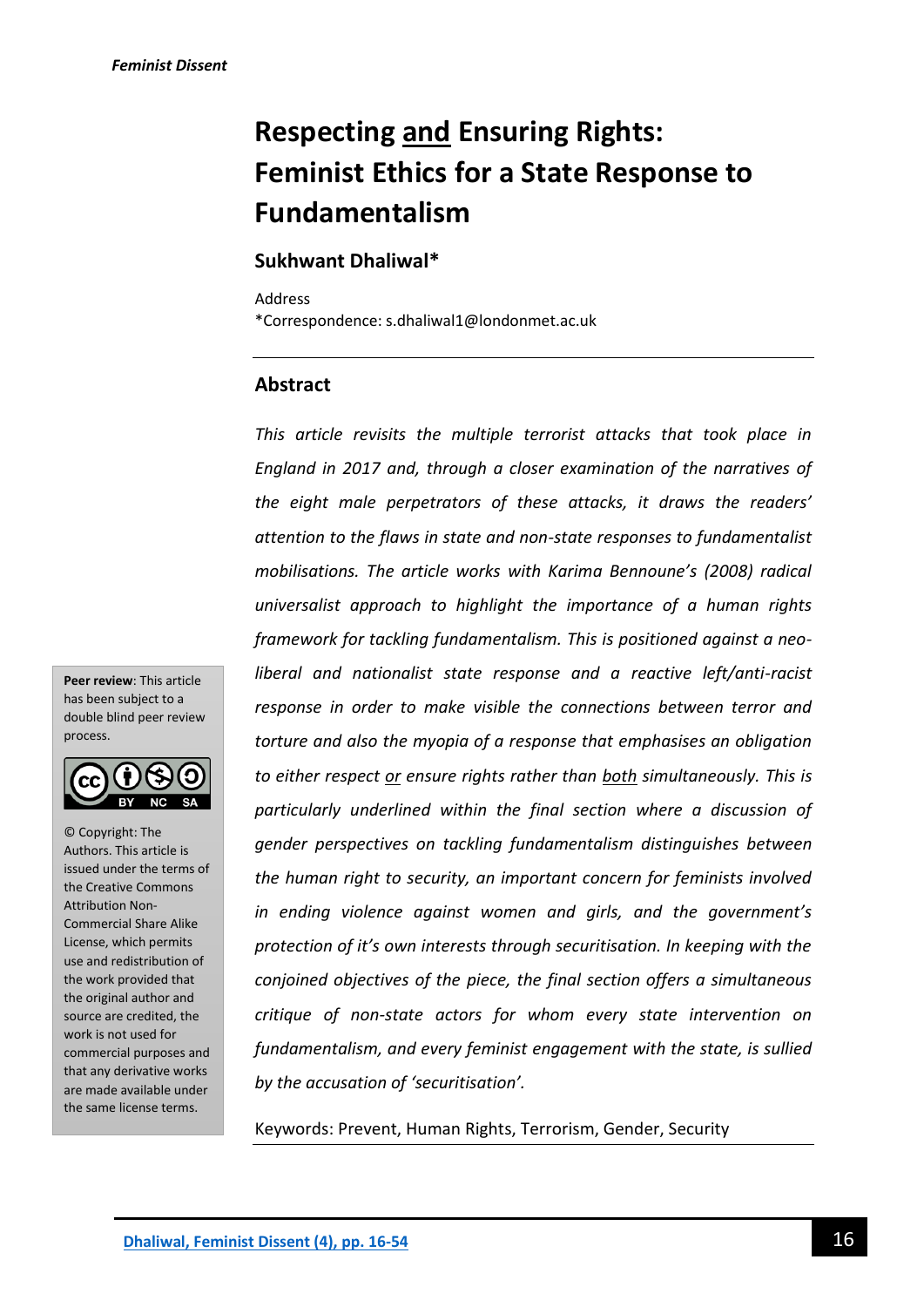# Respecting <u>and</u> Ensuring Rights: Feminist Ethics for a State Response to Fundamentalism

## Sukhwant Dhaliwal*

Address

*Correspondence: s.dhaliwal1@londonmet.ac.uk

## Abstract

*This article revisits the multiple terrorist attacks that took place in England in 2017 and, through a closer examination of the narratives of the eight male perpetrators of these attacks, it draws the readers' attention to the flaws in state and non-state responses to fundamentalist mobilisations. The article works with Karima Bennoune's (2008) radical universalist approach to highlight the importance of a human rights framework for tackling fundamentalism. This is positioned against a neo-liberal and nationalist state response and a reactive left/anti-racist response in order to make visible the connections between terror and torture and also the myopia of a response that emphasises an obligation to either respect <u>or</u> ensure rights rather than <u>both</u> simultaneously. This is particularly underlined within the final section where a discussion of gender perspectives on tackling fundamentalism distinguishes between the human right to security, an important concern for feminists involved in ending violence against women and girls, and the government's protection of it's own interests through securitisation. In keeping with the conjoined objectives of the piece, the final section offers a simultaneous critique of non-state actors for whom every state intervention on fundamentalism, and every feminist engagement with the state, is sullied by the accusation of 'securitisation'.*

Keywords: Prevent, Human Rights, Terrorism, Gender, Security

**Peer review**: This article has been subject to a double blind peer review process.

© Copyright: The Authors. This article is issued under the terms of the Creative Commons Attribution Non-Commercial Share Alike License, which permits use and redistribution of the work provided that the original author and source are credited, the work is not used for commercial purposes and that any derivative works are made available under the same license terms.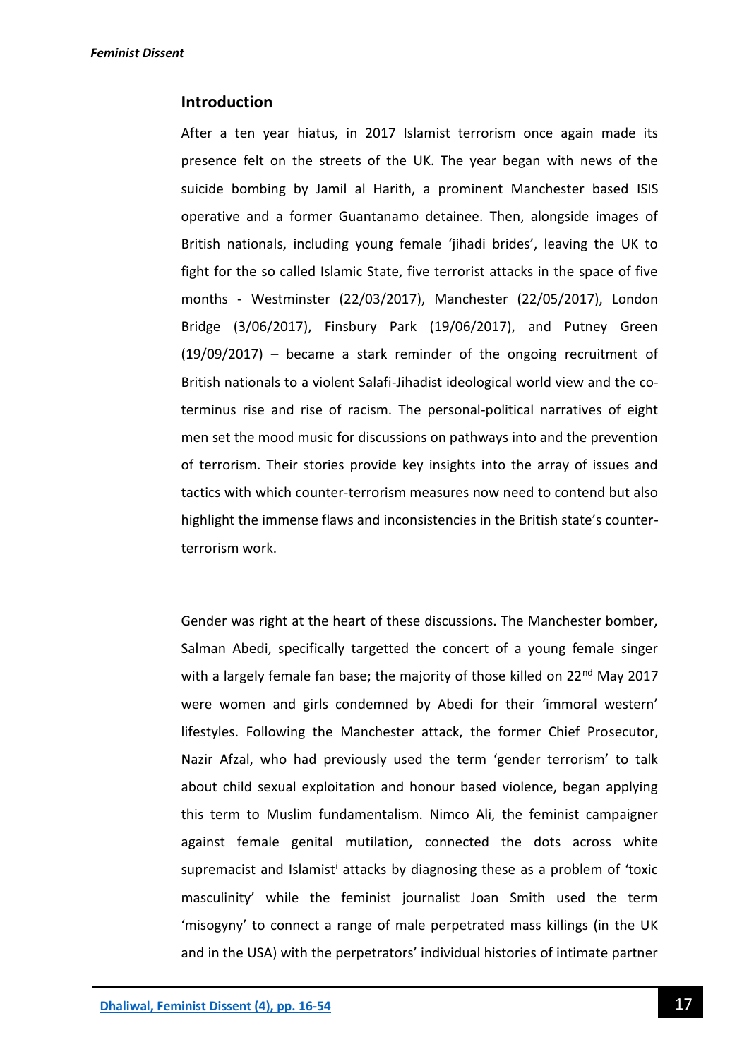## Introduction

After a ten year hiatus, in 2017 Islamist terrorism once again made its presence felt on the streets of the UK. The year began with news of the suicide bombing by Jamil al Harith, a prominent Manchester based ISIS operative and a former Guantanamo detainee. Then, alongside images of British nationals, including young female 'jihadi brides', leaving the UK to fight for the so called Islamic State, five terrorist attacks in the space of five months - Westminster (22/03/2017), Manchester (22/05/2017), London Bridge (3/06/2017), Finsbury Park (19/06/2017), and Putney Green (19/09/2017) – became a stark reminder of the ongoing recruitment of British nationals to a violent Salafi-Jihadist ideological world view and the co-terminus rise and rise of racism. The personal-political narratives of eight men set the mood music for discussions on pathways into and the prevention of terrorism. Their stories provide key insights into the array of issues and tactics with which counter-terrorism measures now need to contend but also highlight the immense flaws and inconsistencies in the British state's counter-terrorism work.

Gender was right at the heart of these discussions. The Manchester bomber, Salman Abedi, specifically targetted the concert of a young female singer with a largely female fan base; the majority of those killed on 22nd May 2017 were women and girls condemned by Abedi for their 'immoral western' lifestyles. Following the Manchester attack, the former Chief Prosecutor, Nazir Afzal, who had previously used the term 'gender terrorism' to talk about child sexual exploitation and honour based violence, began applying this term to Muslim fundamentalism. Nimco Ali, the feminist campaigner against female genital mutilation, connected the dots across white supremacist and Islamist[i] attacks by diagnosing these as a problem of 'toxic masculinity' while the feminist journalist Joan Smith used the term 'misogyny' to connect a range of male perpetrated mass killings (in the UK and in the USA) with the perpetrators' individual histories of intimate partner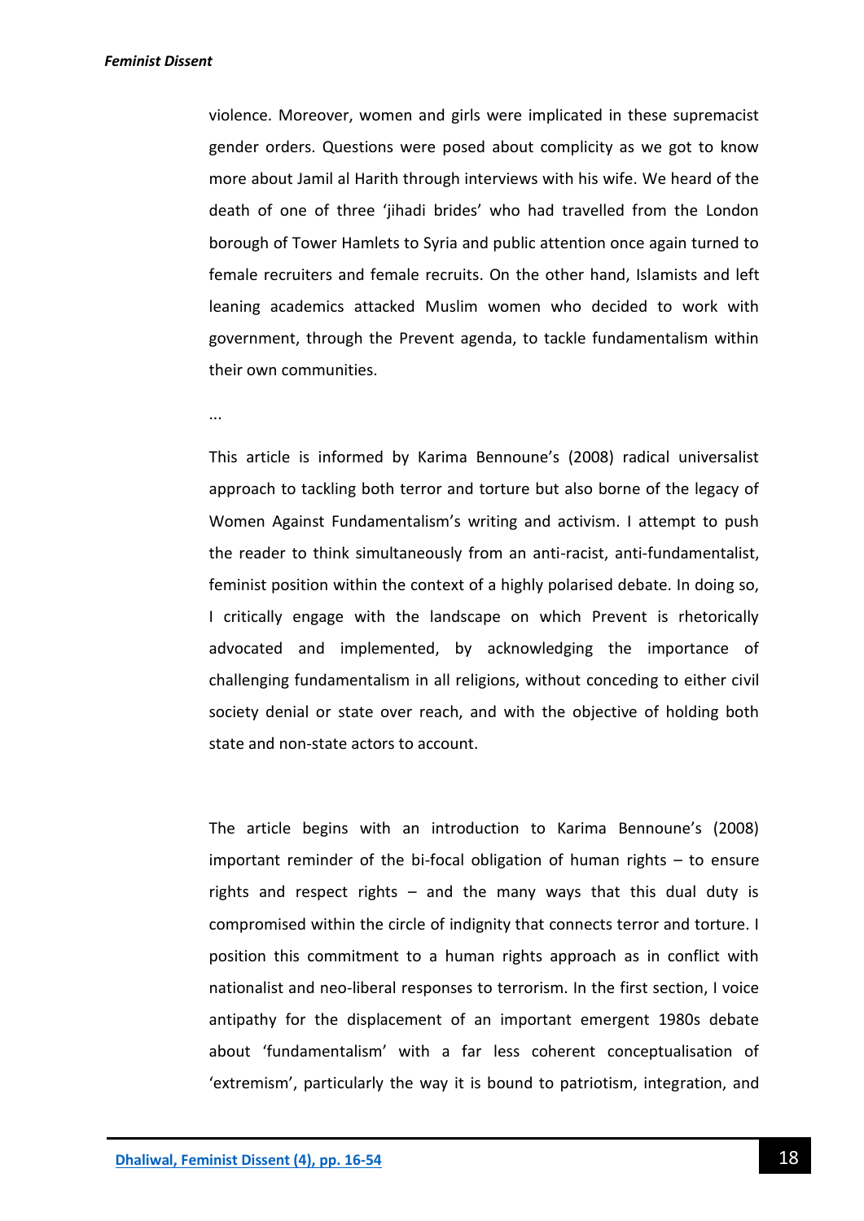violence. Moreover, women and girls were implicated in these supremacist gender orders. Questions were posed about complicity as we got to know more about Jamil al Harith through interviews with his wife. We heard of the death of one of three 'jihadi brides' who had travelled from the London borough of Tower Hamlets to Syria and public attention once again turned to female recruiters and female recruits. On the other hand, Islamists and left leaning academics attacked Muslim women who decided to work with government, through the Prevent agenda, to tackle fundamentalism within their own communities.

...

This article is informed by Karima Bennoune's (2008) radical universalist approach to tackling both terror and torture but also borne of the legacy of Women Against Fundamentalism's writing and activism. I attempt to push the reader to think simultaneously from an anti-racist, anti-fundamentalist, feminist position within the context of a highly polarised debate. In doing so, I critically engage with the landscape on which Prevent is rhetorically advocated and implemented, by acknowledging the importance of challenging fundamentalism in all religions, without conceding to either civil society denial or state over reach, and with the objective of holding both state and non-state actors to account.

The article begins with an introduction to Karima Bennoune's (2008) important reminder of the bi-focal obligation of human rights – to ensure rights and respect rights – and the many ways that this dual duty is compromised within the circle of indignity that connects terror and torture. I position this commitment to a human rights approach as in conflict with nationalist and neo-liberal responses to terrorism. In the first section, I voice antipathy for the displacement of an important emergent 1980s debate about 'fundamentalism' with a far less coherent conceptualisation of 'extremism', particularly the way it is bound to patriotism, integration, and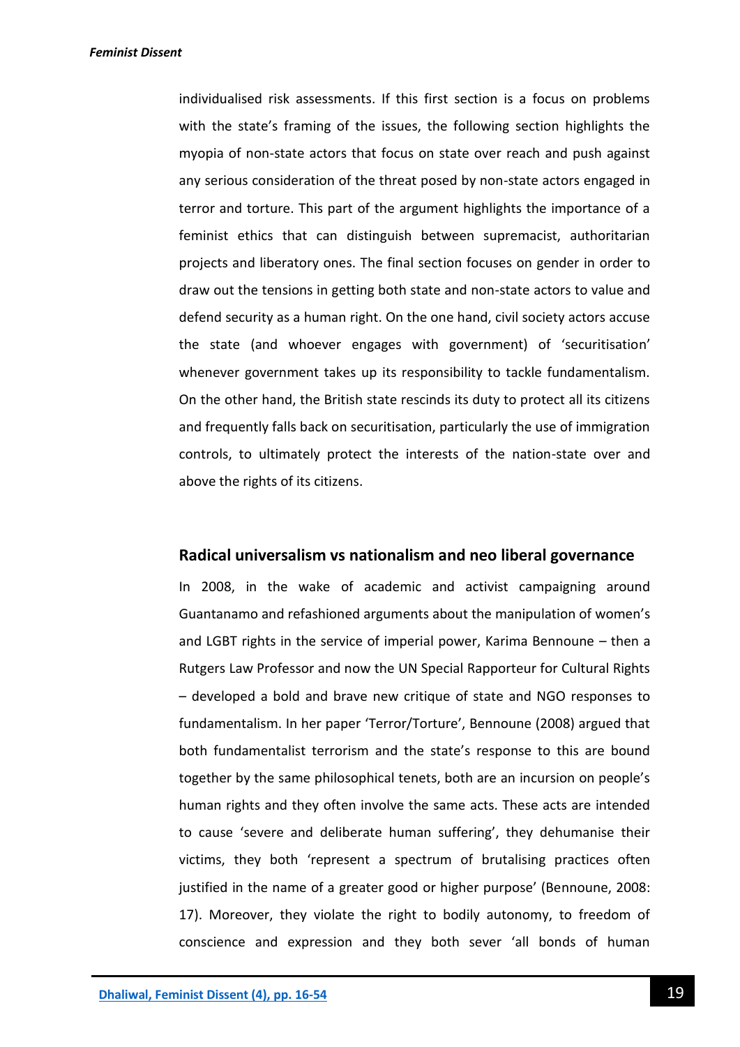individualised risk assessments. If this first section is a focus on problems with the state's framing of the issues, the following section highlights the myopia of non-state actors that focus on state over reach and push against any serious consideration of the threat posed by non-state actors engaged in terror and torture. This part of the argument highlights the importance of a feminist ethics that can distinguish between supremacist, authoritarian projects and liberatory ones. The final section focuses on gender in order to draw out the tensions in getting both state and non-state actors to value and defend security as a human right. On the one hand, civil society actors accuse the state (and whoever engages with government) of 'securitisation' whenever government takes up its responsibility to tackle fundamentalism. On the other hand, the British state rescinds its duty to protect all its citizens and frequently falls back on securitisation, particularly the use of immigration controls, to ultimately protect the interests of the nation-state over and above the rights of its citizens.

## Radical universalism vs nationalism and neo liberal governance

In 2008, in the wake of academic and activist campaigning around Guantanamo and refashioned arguments about the manipulation of women's and LGBT rights in the service of imperial power, Karima Bennoune – then a Rutgers Law Professor and now the UN Special Rapporteur for Cultural Rights – developed a bold and brave new critique of state and NGO responses to fundamentalism. In her paper 'Terror/Torture', Bennoune (2008) argued that both fundamentalist terrorism and the state's response to this are bound together by the same philosophical tenets, both are an incursion on people's human rights and they often involve the same acts. These acts are intended to cause 'severe and deliberate human suffering', they dehumanise their victims, they both 'represent a spectrum of brutalising practices often justified in the name of a greater good or higher purpose' (Bennoune, 2008: 17). Moreover, they violate the right to bodily autonomy, to freedom of conscience and expression and they both sever 'all bonds of human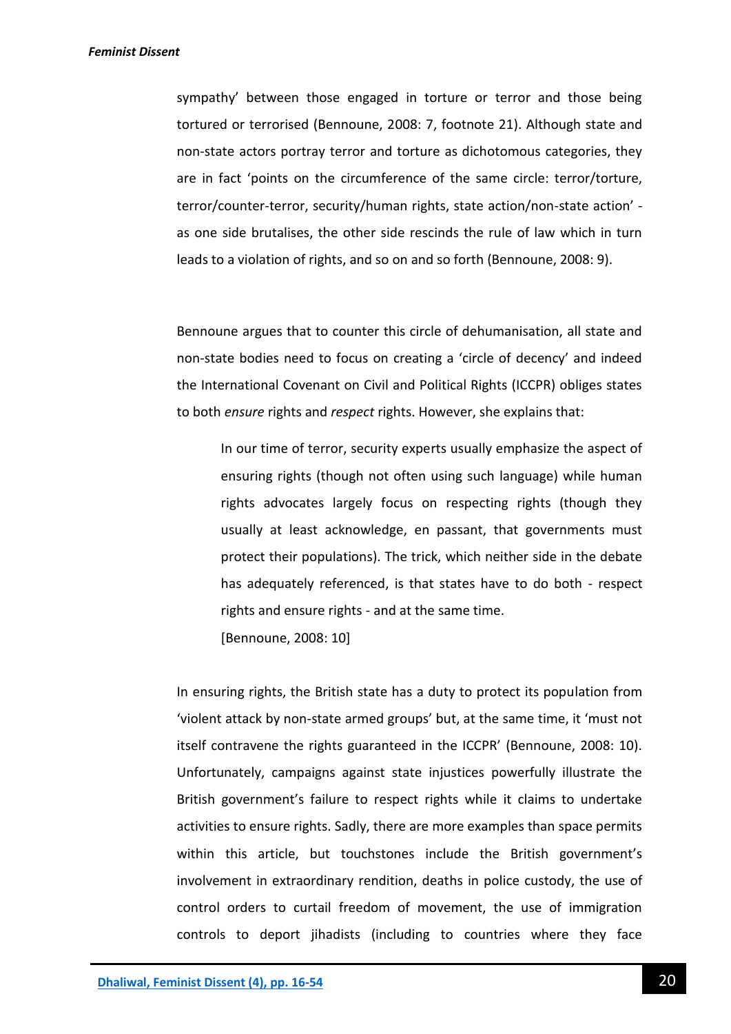sympathy' between those engaged in torture or terror and those being tortured or terrorised (Bennoune, 2008: 7, footnote 21). Although state and non-state actors portray terror and torture as dichotomous categories, they are in fact 'points on the circumference of the same circle: terror/torture, terror/counter-terror, security/human rights, state action/non-state action' - as one side brutalises, the other side rescinds the rule of law which in turn leads to a violation of rights, and so on and so forth (Bennoune, 2008: 9).

Bennoune argues that to counter this circle of dehumanisation, all state and non-state bodies need to focus on creating a 'circle of decency' and indeed the International Covenant on Civil and Political Rights (ICCPR) obliges states to both *ensure* rights and *respect* rights. However, she explains that:

> In our time of terror, security experts usually emphasize the aspect of ensuring rights (though not often using such language) while human rights advocates largely focus on respecting rights (though they usually at least acknowledge, en passant, that governments must protect their populations). The trick, which neither side in the debate has adequately referenced, is that states have to do both - respect rights and ensure rights - and at the same time.
> [Bennoune, 2008: 10]

In ensuring rights, the British state has a duty to protect its population from 'violent attack by non-state armed groups' but, at the same time, it 'must not itself contravene the rights guaranteed in the ICCPR' (Bennoune, 2008: 10). Unfortunately, campaigns against state injustices powerfully illustrate the British government's failure to respect rights while it claims to undertake activities to ensure rights. Sadly, there are more examples than space permits within this article, but touchstones include the British government's involvement in extraordinary rendition, deaths in police custody, the use of control orders to curtail freedom of movement, the use of immigration controls to deport jihadists (including to countries where they face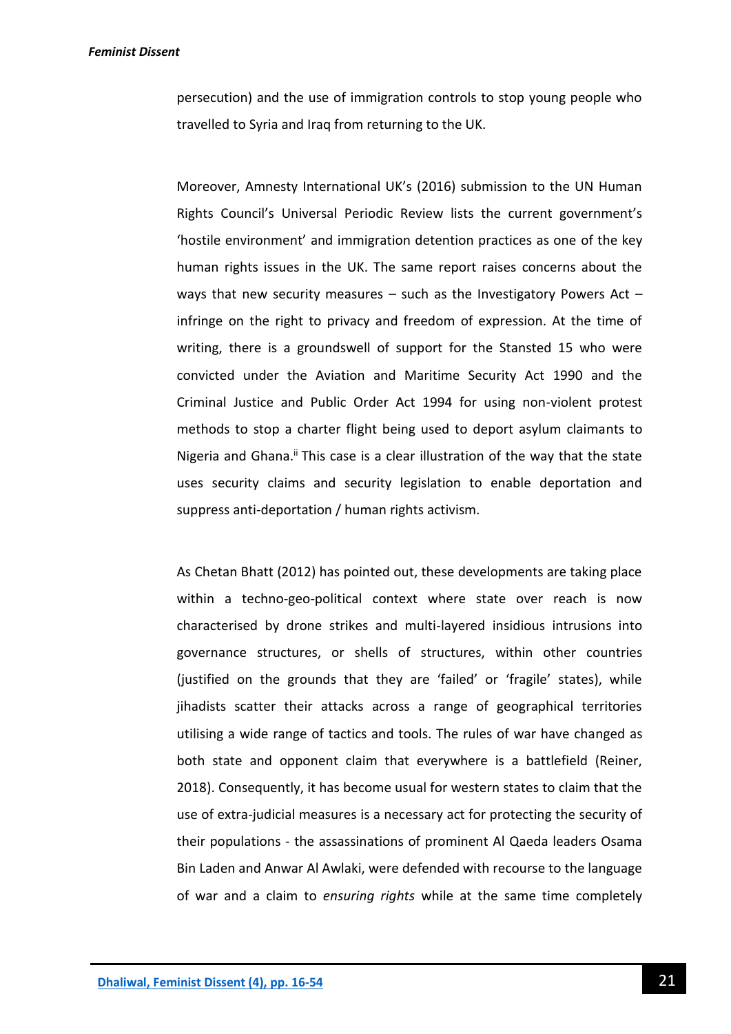persecution) and the use of immigration controls to stop young people who travelled to Syria and Iraq from returning to the UK.

Moreover, Amnesty International UK's (2016) submission to the UN Human Rights Council's Universal Periodic Review lists the current government's 'hostile environment' and immigration detention practices as one of the key human rights issues in the UK. The same report raises concerns about the ways that new security measures – such as the Investigatory Powers Act – infringe on the right to privacy and freedom of expression. At the time of writing, there is a groundswell of support for the Stansted 15 who were convicted under the Aviation and Maritime Security Act 1990 and the Criminal Justice and Public Order Act 1994 for using non-violent protest methods to stop a charter flight being used to deport asylum claimants to Nigeria and Ghana.[ii] This case is a clear illustration of the way that the state uses security claims and security legislation to enable deportation and suppress anti-deportation / human rights activism.

As Chetan Bhatt (2012) has pointed out, these developments are taking place within a techno-geo-political context where state over reach is now characterised by drone strikes and multi-layered insidious intrusions into governance structures, or shells of structures, within other countries (justified on the grounds that they are 'failed' or 'fragile' states), while jihadists scatter their attacks across a range of geographical territories utilising a wide range of tactics and tools. The rules of war have changed as both state and opponent claim that everywhere is a battlefield (Reiner, 2018). Consequently, it has become usual for western states to claim that the use of extra-judicial measures is a necessary act for protecting the security of their populations - the assassinations of prominent Al Qaeda leaders Osama Bin Laden and Anwar Al Awlaki, were defended with recourse to the language of war and a claim to *ensuring rights* while at the same time completely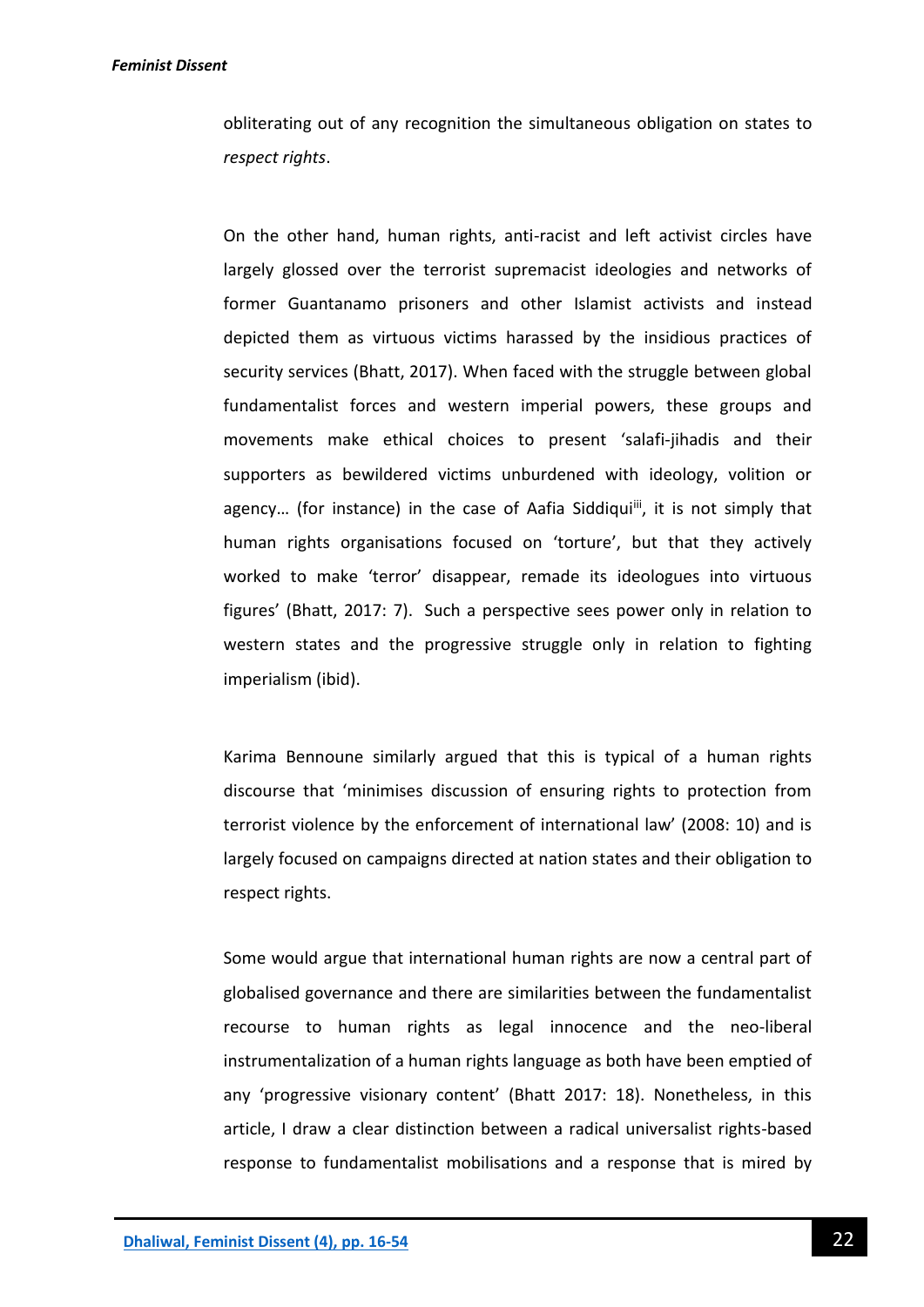obliterating out of any recognition the simultaneous obligation on states to *respect rights*.

On the other hand, human rights, anti-racist and left activist circles have largely glossed over the terrorist supremacist ideologies and networks of former Guantanamo prisoners and other Islamist activists and instead depicted them as virtuous victims harassed by the insidious practices of security services (Bhatt, 2017). When faced with the struggle between global fundamentalist forces and western imperial powers, these groups and movements make ethical choices to present 'salafi-jihadis and their supporters as bewildered victims unburdened with ideology, volition or agency… (for instance) in the case of Aafia Siddiqui[iii], it is not simply that human rights organisations focused on 'torture', but that they actively worked to make 'terror' disappear, remade its ideologues into virtuous figures' (Bhatt, 2017: 7). Such a perspective sees power only in relation to western states and the progressive struggle only in relation to fighting imperialism (ibid).

Karima Bennoune similarly argued that this is typical of a human rights discourse that 'minimises discussion of ensuring rights to protection from terrorist violence by the enforcement of international law' (2008: 10) and is largely focused on campaigns directed at nation states and their obligation to respect rights.

Some would argue that international human rights are now a central part of globalised governance and there are similarities between the fundamentalist recourse to human rights as legal innocence and the neo-liberal instrumentalization of a human rights language as both have been emptied of any 'progressive visionary content' (Bhatt 2017: 18). Nonetheless, in this article, I draw a clear distinction between a radical universalist rights-based response to fundamentalist mobilisations and a response that is mired by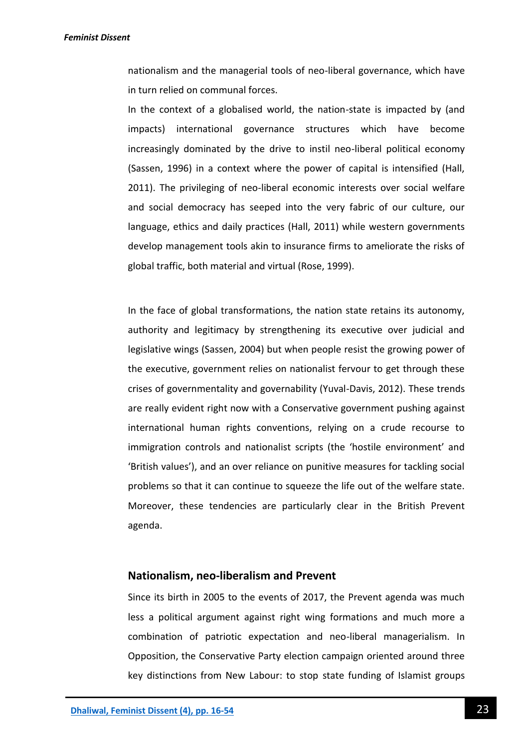nationalism and the managerial tools of neo-liberal governance, which have in turn relied on communal forces.

In the context of a globalised world, the nation-state is impacted by (and impacts) international governance structures which have become increasingly dominated by the drive to instil neo-liberal political economy (Sassen, 1996) in a context where the power of capital is intensified (Hall, 2011). The privileging of neo-liberal economic interests over social welfare and social democracy has seeped into the very fabric of our culture, our language, ethics and daily practices (Hall, 2011) while western governments develop management tools akin to insurance firms to ameliorate the risks of global traffic, both material and virtual (Rose, 1999).

In the face of global transformations, the nation state retains its autonomy, authority and legitimacy by strengthening its executive over judicial and legislative wings (Sassen, 2004) but when people resist the growing power of the executive, government relies on nationalist fervour to get through these crises of governmentality and governability (Yuval-Davis, 2012). These trends are really evident right now with a Conservative government pushing against international human rights conventions, relying on a crude recourse to immigration controls and nationalist scripts (the 'hostile environment' and 'British values'), and an over reliance on punitive measures for tackling social problems so that it can continue to squeeze the life out of the welfare state. Moreover, these tendencies are particularly clear in the British Prevent agenda.

## Nationalism, neo-liberalism and Prevent

Since its birth in 2005 to the events of 2017, the Prevent agenda was much less a political argument against right wing formations and much more a combination of patriotic expectation and neo-liberal managerialism. In Opposition, the Conservative Party election campaign oriented around three key distinctions from New Labour: to stop state funding of Islamist groups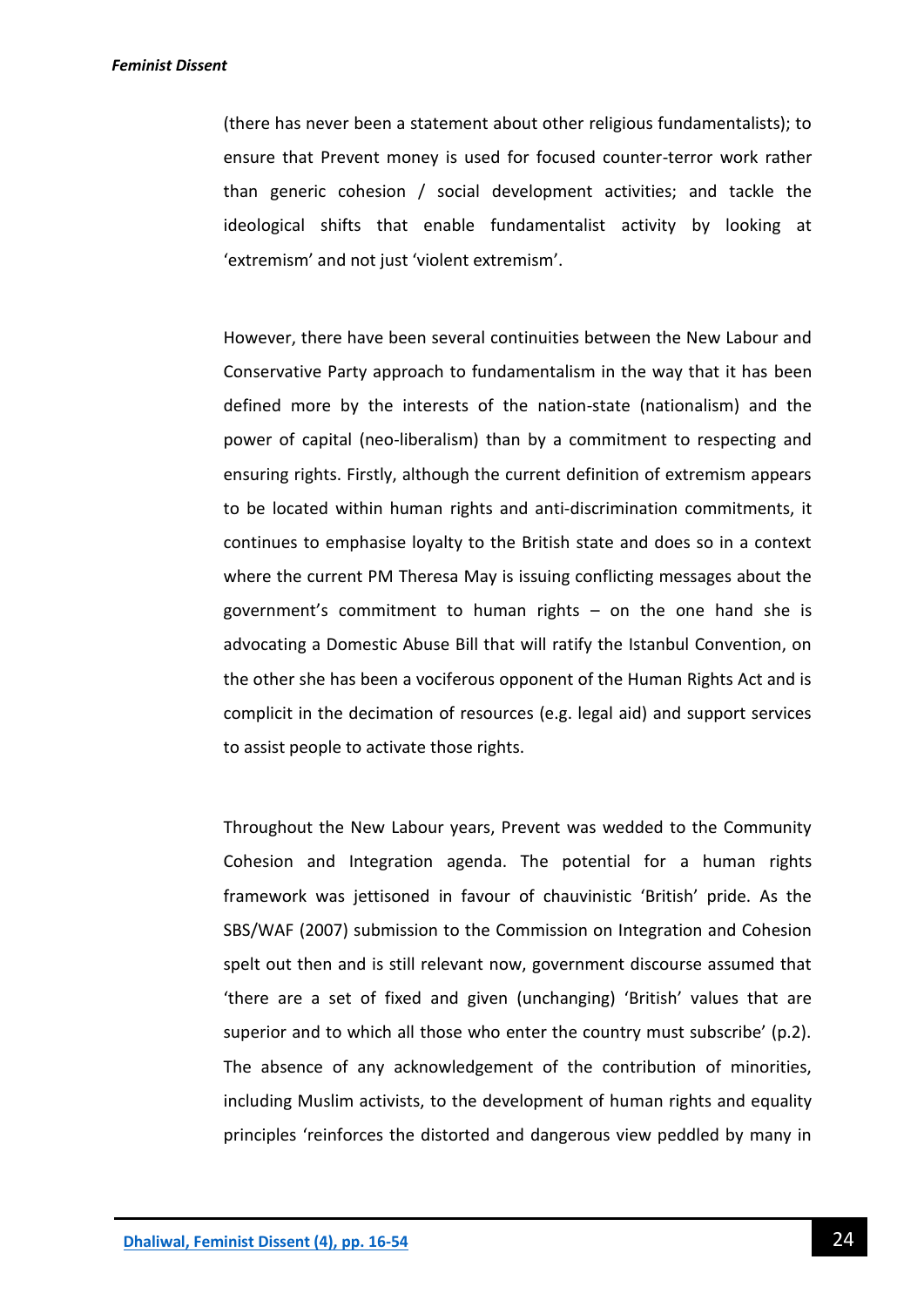(there has never been a statement about other religious fundamentalists); to ensure that Prevent money is used for focused counter-terror work rather than generic cohesion / social development activities; and tackle the ideological shifts that enable fundamentalist activity by looking at 'extremism' and not just 'violent extremism'.

However, there have been several continuities between the New Labour and Conservative Party approach to fundamentalism in the way that it has been defined more by the interests of the nation-state (nationalism) and the power of capital (neo-liberalism) than by a commitment to respecting and ensuring rights. Firstly, although the current definition of extremism appears to be located within human rights and anti-discrimination commitments, it continues to emphasise loyalty to the British state and does so in a context where the current PM Theresa May is issuing conflicting messages about the government's commitment to human rights – on the one hand she is advocating a Domestic Abuse Bill that will ratify the Istanbul Convention, on the other she has been a vociferous opponent of the Human Rights Act and is complicit in the decimation of resources (e.g. legal aid) and support services to assist people to activate those rights.

Throughout the New Labour years, Prevent was wedded to the Community Cohesion and Integration agenda. The potential for a human rights framework was jettisoned in favour of chauvinistic 'British' pride. As the SBS/WAF (2007) submission to the Commission on Integration and Cohesion spelt out then and is still relevant now, government discourse assumed that 'there are a set of fixed and given (unchanging) 'British' values that are superior and to which all those who enter the country must subscribe' (p.2). The absence of any acknowledgement of the contribution of minorities, including Muslim activists, to the development of human rights and equality principles 'reinforces the distorted and dangerous view peddled by many in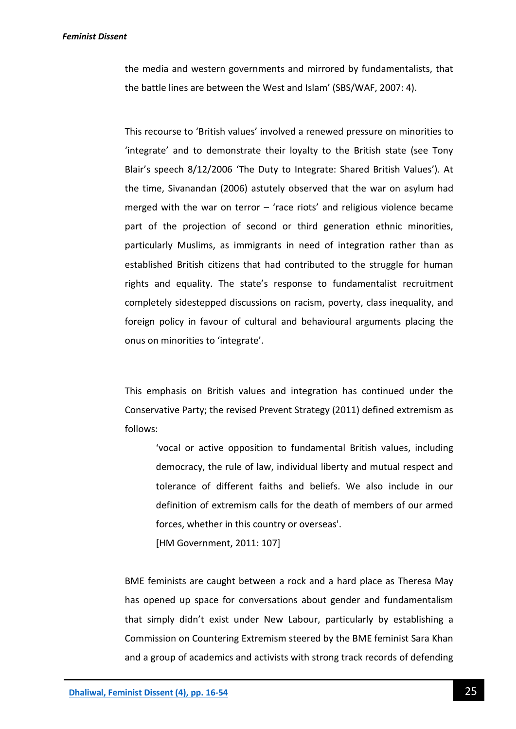the media and western governments and mirrored by fundamentalists, that the battle lines are between the West and Islam' (SBS/WAF, 2007: 4).

This recourse to 'British values' involved a renewed pressure on minorities to 'integrate' and to demonstrate their loyalty to the British state (see Tony Blair's speech 8/12/2006 'The Duty to Integrate: Shared British Values'). At the time, Sivanandan (2006) astutely observed that the war on asylum had merged with the war on terror – 'race riots' and religious violence became part of the projection of second or third generation ethnic minorities, particularly Muslims, as immigrants in need of integration rather than as established British citizens that had contributed to the struggle for human rights and equality. The state's response to fundamentalist recruitment completely sidestepped discussions on racism, poverty, class inequality, and foreign policy in favour of cultural and behavioural arguments placing the onus on minorities to 'integrate'.

This emphasis on British values and integration has continued under the Conservative Party; the revised Prevent Strategy (2011) defined extremism as follows:

> 'vocal or active opposition to fundamental British values, including democracy, the rule of law, individual liberty and mutual respect and tolerance of different faiths and beliefs. We also include in our definition of extremism calls for the death of members of our armed forces, whether in this country or overseas'.
>
> [HM Government, 2011: 107]

BME feminists are caught between a rock and a hard place as Theresa May has opened up space for conversations about gender and fundamentalism that simply didn't exist under New Labour, particularly by establishing a Commission on Countering Extremism steered by the BME feminist Sara Khan and a group of academics and activists with strong track records of defending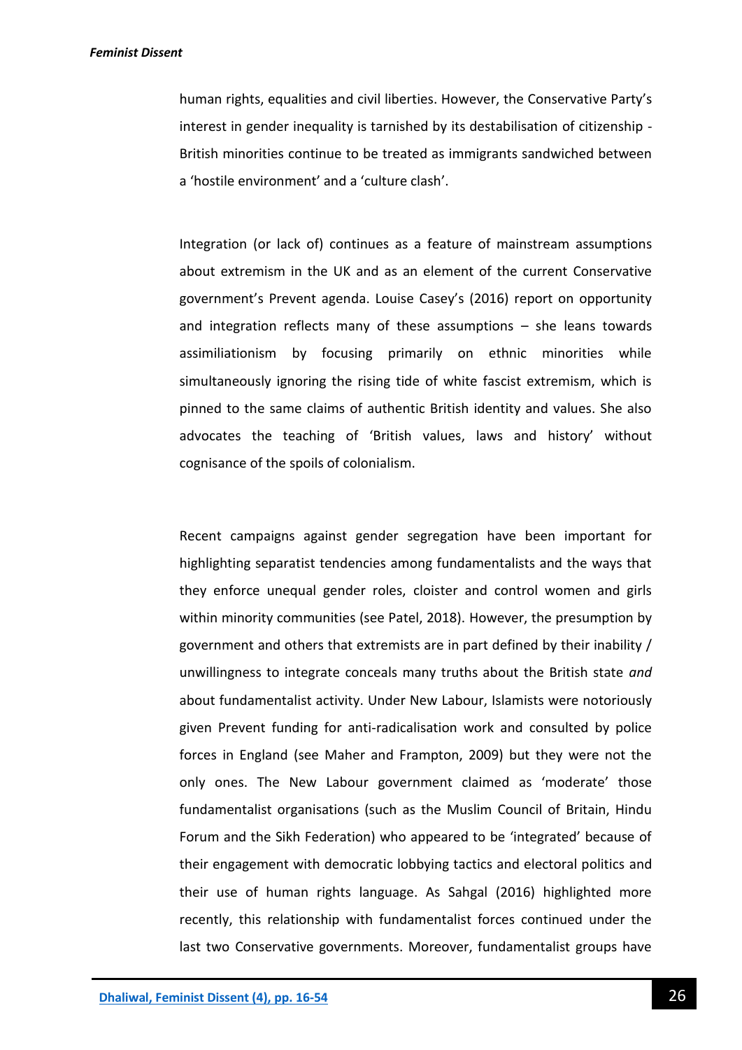human rights, equalities and civil liberties. However, the Conservative Party's interest in gender inequality is tarnished by its destabilisation of citizenship - British minorities continue to be treated as immigrants sandwiched between a 'hostile environment' and a 'culture clash'.

Integration (or lack of) continues as a feature of mainstream assumptions about extremism in the UK and as an element of the current Conservative government's Prevent agenda. Louise Casey's (2016) report on opportunity and integration reflects many of these assumptions – she leans towards assimiliationism by focusing primarily on ethnic minorities while simultaneously ignoring the rising tide of white fascist extremism, which is pinned to the same claims of authentic British identity and values. She also advocates the teaching of 'British values, laws and history' without cognisance of the spoils of colonialism.

Recent campaigns against gender segregation have been important for highlighting separatist tendencies among fundamentalists and the ways that they enforce unequal gender roles, cloister and control women and girls within minority communities (see Patel, 2018). However, the presumption by government and others that extremists are in part defined by their inability / unwillingness to integrate conceals many truths about the British state *and* about fundamentalist activity. Under New Labour, Islamists were notoriously given Prevent funding for anti-radicalisation work and consulted by police forces in England (see Maher and Frampton, 2009) but they were not the only ones. The New Labour government claimed as 'moderate' those fundamentalist organisations (such as the Muslim Council of Britain, Hindu Forum and the Sikh Federation) who appeared to be 'integrated' because of their engagement with democratic lobbying tactics and electoral politics and their use of human rights language. As Sahgal (2016) highlighted more recently, this relationship with fundamentalist forces continued under the last two Conservative governments. Moreover, fundamentalist groups have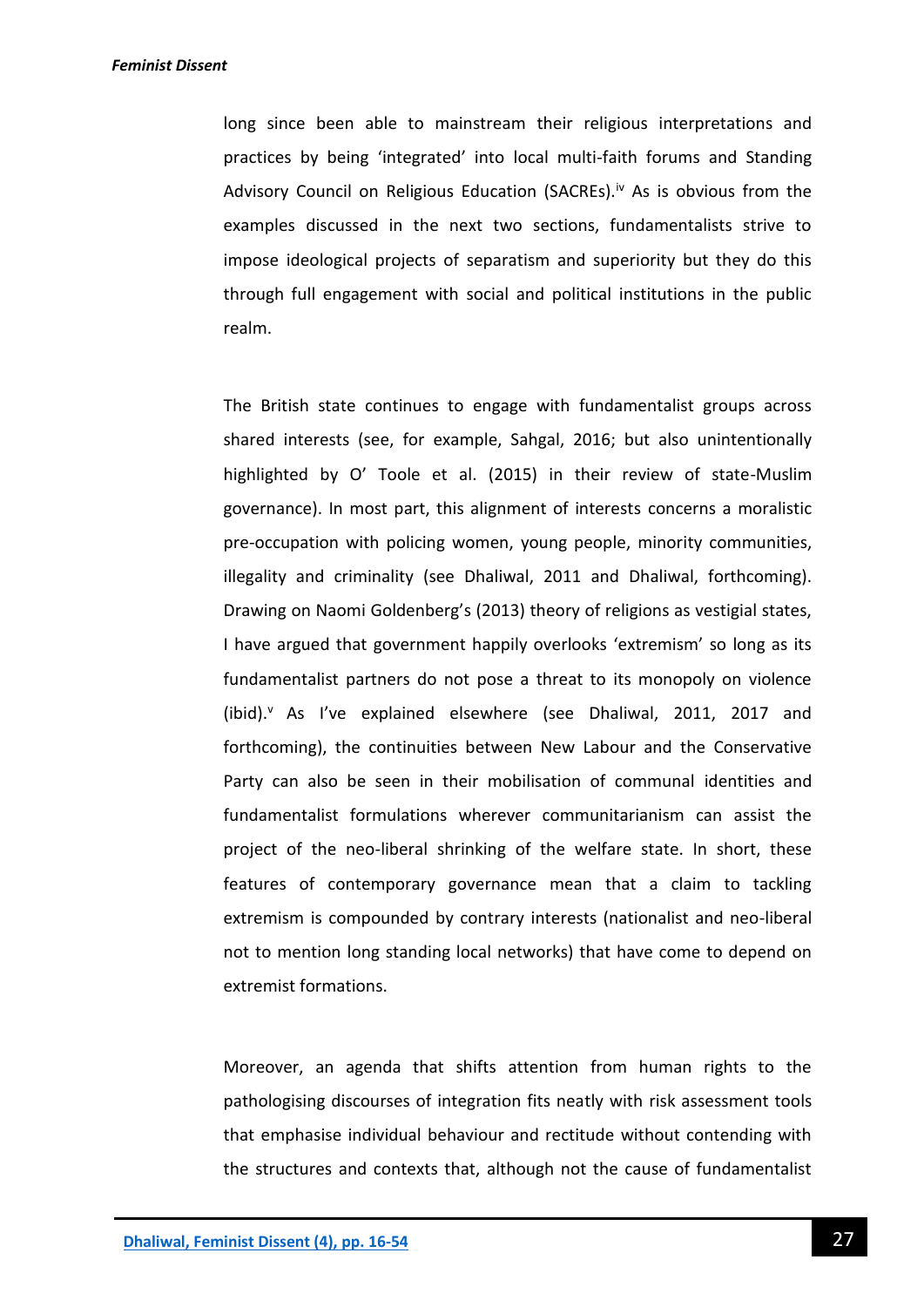long since been able to mainstream their religious interpretations and practices by being 'integrated' into local multi-faith forums and Standing Advisory Council on Religious Education (SACREs).[iv] As is obvious from the examples discussed in the next two sections, fundamentalists strive to impose ideological projects of separatism and superiority but they do this through full engagement with social and political institutions in the public realm.

The British state continues to engage with fundamentalist groups across shared interests (see, for example, Sahgal, 2016; but also unintentionally highlighted by O' Toole et al. (2015) in their review of state-Muslim governance). In most part, this alignment of interests concerns a moralistic pre-occupation with policing women, young people, minority communities, illegality and criminality (see Dhaliwal, 2011 and Dhaliwal, forthcoming). Drawing on Naomi Goldenberg's (2013) theory of religions as vestigial states, I have argued that government happily overlooks 'extremism' so long as its fundamentalist partners do not pose a threat to its monopoly on violence (ibid).[v] As I've explained elsewhere (see Dhaliwal, 2011, 2017 and forthcoming), the continuities between New Labour and the Conservative Party can also be seen in their mobilisation of communal identities and fundamentalist formulations wherever communitarianism can assist the project of the neo-liberal shrinking of the welfare state. In short, these features of contemporary governance mean that a claim to tackling extremism is compounded by contrary interests (nationalist and neo-liberal not to mention long standing local networks) that have come to depend on extremist formations.

Moreover, an agenda that shifts attention from human rights to the pathologising discourses of integration fits neatly with risk assessment tools that emphasise individual behaviour and rectitude without contending with the structures and contexts that, although not the cause of fundamentalist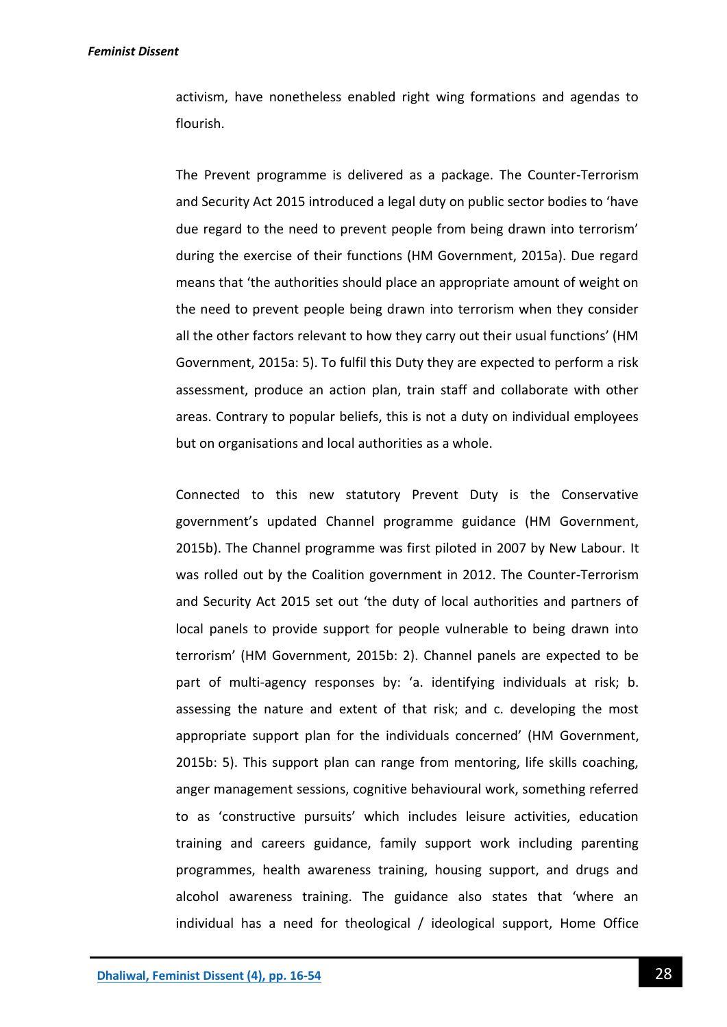activism, have nonetheless enabled right wing formations and agendas to flourish.

The Prevent programme is delivered as a package. The Counter-Terrorism and Security Act 2015 introduced a legal duty on public sector bodies to 'have due regard to the need to prevent people from being drawn into terrorism' during the exercise of their functions (HM Government, 2015a). Due regard means that 'the authorities should place an appropriate amount of weight on the need to prevent people being drawn into terrorism when they consider all the other factors relevant to how they carry out their usual functions' (HM Government, 2015a: 5). To fulfil this Duty they are expected to perform a risk assessment, produce an action plan, train staff and collaborate with other areas. Contrary to popular beliefs, this is not a duty on individual employees but on organisations and local authorities as a whole.

Connected to this new statutory Prevent Duty is the Conservative government's updated Channel programme guidance (HM Government, 2015b). The Channel programme was first piloted in 2007 by New Labour. It was rolled out by the Coalition government in 2012. The Counter-Terrorism and Security Act 2015 set out 'the duty of local authorities and partners of local panels to provide support for people vulnerable to being drawn into terrorism' (HM Government, 2015b: 2). Channel panels are expected to be part of multi-agency responses by: 'a. identifying individuals at risk; b. assessing the nature and extent of that risk; and c. developing the most appropriate support plan for the individuals concerned' (HM Government, 2015b: 5). This support plan can range from mentoring, life skills coaching, anger management sessions, cognitive behavioural work, something referred to as 'constructive pursuits' which includes leisure activities, education training and careers guidance, family support work including parenting programmes, health awareness training, housing support, and drugs and alcohol awareness training. The guidance also states that 'where an individual has a need for theological / ideological support, Home Office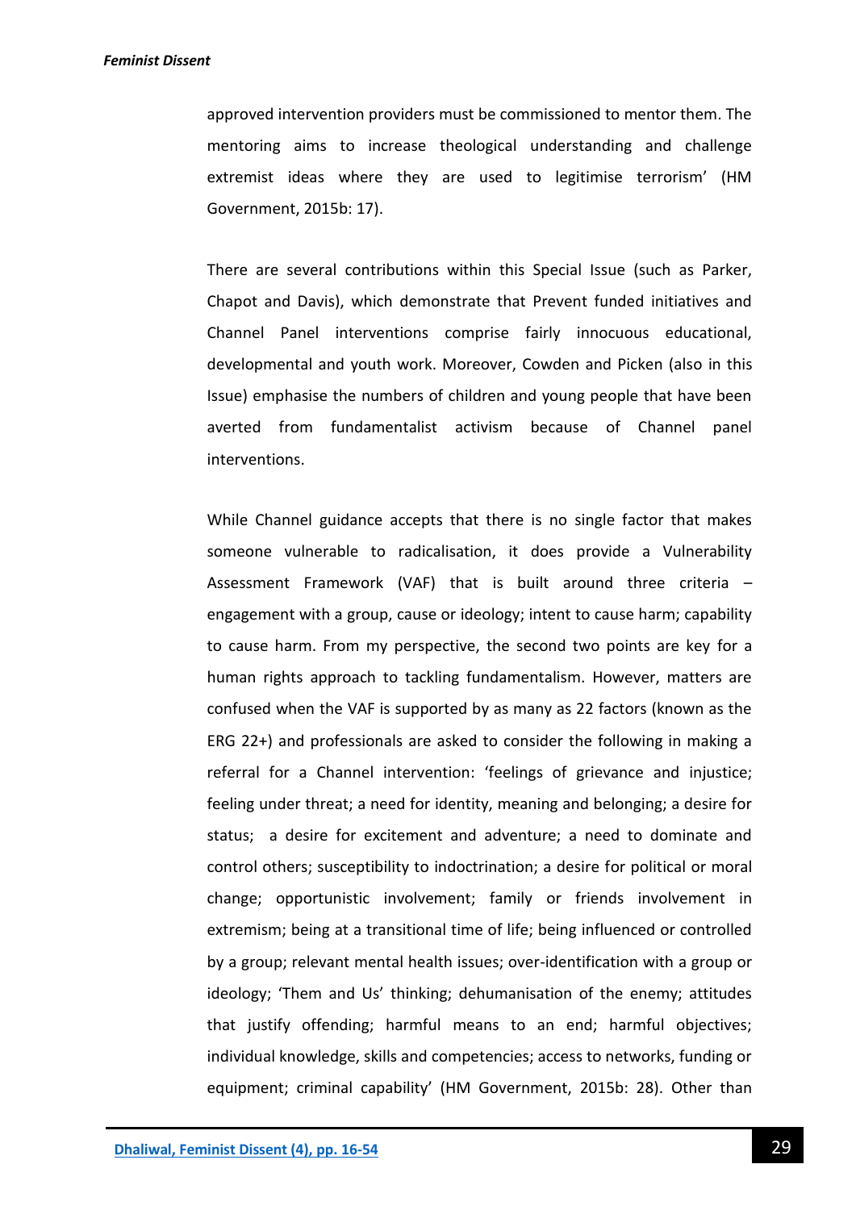approved intervention providers must be commissioned to mentor them. The mentoring aims to increase theological understanding and challenge extremist ideas where they are used to legitimise terrorism' (HM Government, 2015b: 17).

There are several contributions within this Special Issue (such as Parker, Chapot and Davis), which demonstrate that Prevent funded initiatives and Channel Panel interventions comprise fairly innocuous educational, developmental and youth work. Moreover, Cowden and Picken (also in this Issue) emphasise the numbers of children and young people that have been averted from fundamentalist activism because of Channel panel interventions.

While Channel guidance accepts that there is no single factor that makes someone vulnerable to radicalisation, it does provide a Vulnerability Assessment Framework (VAF) that is built around three criteria – engagement with a group, cause or ideology; intent to cause harm; capability to cause harm. From my perspective, the second two points are key for a human rights approach to tackling fundamentalism. However, matters are confused when the VAF is supported by as many as 22 factors (known as the ERG 22+) and professionals are asked to consider the following in making a referral for a Channel intervention: 'feelings of grievance and injustice; feeling under threat; a need for identity, meaning and belonging; a desire for status; a desire for excitement and adventure; a need to dominate and control others; susceptibility to indoctrination; a desire for political or moral change; opportunistic involvement; family or friends involvement in extremism; being at a transitional time of life; being influenced or controlled by a group; relevant mental health issues; over-identification with a group or ideology; 'Them and Us' thinking; dehumanisation of the enemy; attitudes that justify offending; harmful means to an end; harmful objectives; individual knowledge, skills and competencies; access to networks, funding or equipment; criminal capability' (HM Government, 2015b: 28). Other than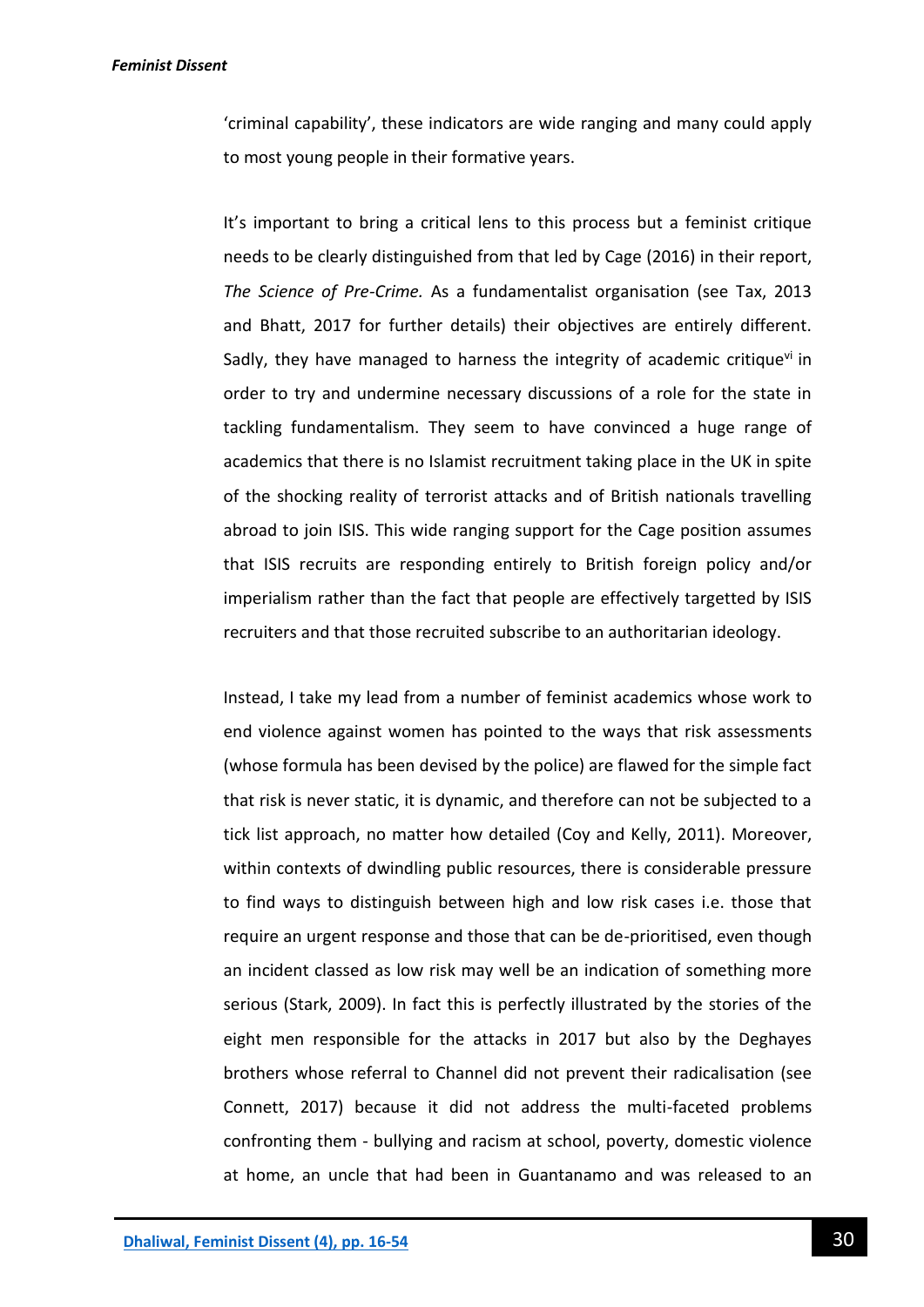'criminal capability', these indicators are wide ranging and many could apply to most young people in their formative years.

It's important to bring a critical lens to this process but a feminist critique needs to be clearly distinguished from that led by Cage (2016) in their report, *The Science of Pre-Crime.* As a fundamentalist organisation (see Tax, 2013 and Bhatt, 2017 for further details) their objectives are entirely different. Sadly, they have managed to harness the integrity of academic critique[vi] in order to try and undermine necessary discussions of a role for the state in tackling fundamentalism. They seem to have convinced a huge range of academics that there is no Islamist recruitment taking place in the UK in spite of the shocking reality of terrorist attacks and of British nationals travelling abroad to join ISIS. This wide ranging support for the Cage position assumes that ISIS recruits are responding entirely to British foreign policy and/or imperialism rather than the fact that people are effectively targetted by ISIS recruiters and that those recruited subscribe to an authoritarian ideology.

Instead, I take my lead from a number of feminist academics whose work to end violence against women has pointed to the ways that risk assessments (whose formula has been devised by the police) are flawed for the simple fact that risk is never static, it is dynamic, and therefore can not be subjected to a tick list approach, no matter how detailed (Coy and Kelly, 2011). Moreover, within contexts of dwindling public resources, there is considerable pressure to find ways to distinguish between high and low risk cases i.e. those that require an urgent response and those that can be de-prioritised, even though an incident classed as low risk may well be an indication of something more serious (Stark, 2009). In fact this is perfectly illustrated by the stories of the eight men responsible for the attacks in 2017 but also by the Deghayes brothers whose referral to Channel did not prevent their radicalisation (see Connett, 2017) because it did not address the multi-faceted problems confronting them - bullying and racism at school, poverty, domestic violence at home, an uncle that had been in Guantanamo and was released to an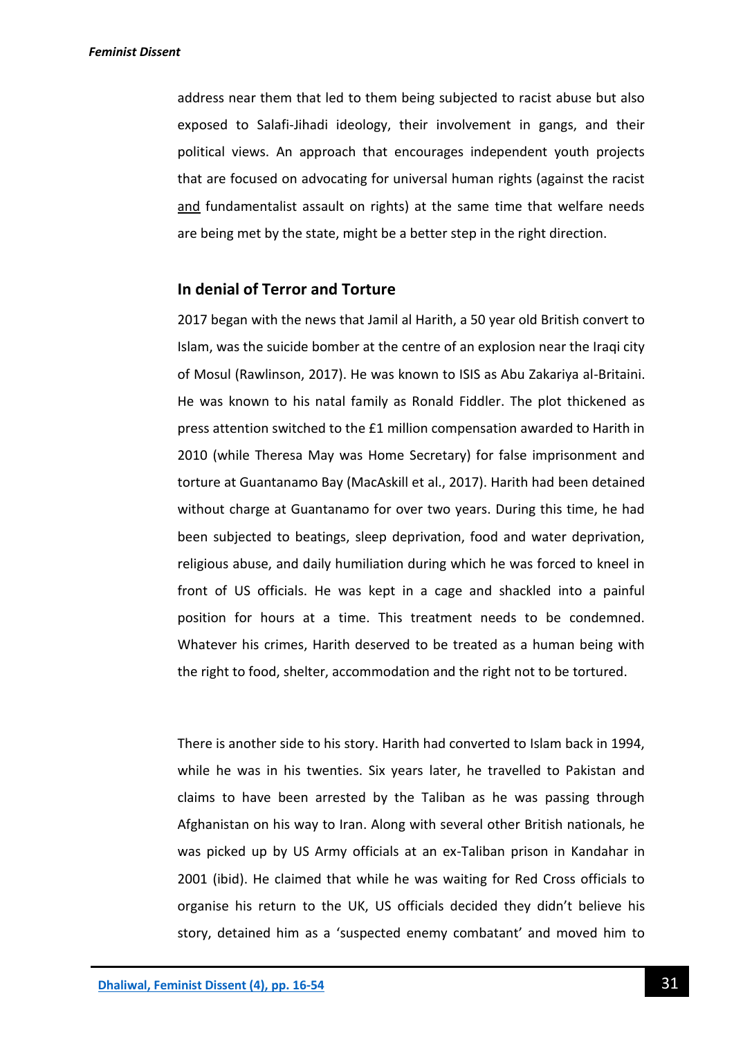address near them that led to them being subjected to racist abuse but also exposed to Salafi-Jihadi ideology, their involvement in gangs, and their political views. An approach that encourages independent youth projects that are focused on advocating for universal human rights (against the racist and fundamentalist assault on rights) at the same time that welfare needs are being met by the state, might be a better step in the right direction.

## In denial of Terror and Torture

2017 began with the news that Jamil al Harith, a 50 year old British convert to Islam, was the suicide bomber at the centre of an explosion near the Iraqi city of Mosul (Rawlinson, 2017). He was known to ISIS as Abu Zakariya al-Britaini. He was known to his natal family as Ronald Fiddler. The plot thickened as press attention switched to the £1 million compensation awarded to Harith in 2010 (while Theresa May was Home Secretary) for false imprisonment and torture at Guantanamo Bay (MacAskill et al., 2017). Harith had been detained without charge at Guantanamo for over two years. During this time, he had been subjected to beatings, sleep deprivation, food and water deprivation, religious abuse, and daily humiliation during which he was forced to kneel in front of US officials. He was kept in a cage and shackled into a painful position for hours at a time. This treatment needs to be condemned. Whatever his crimes, Harith deserved to be treated as a human being with the right to food, shelter, accommodation and the right not to be tortured.

There is another side to his story. Harith had converted to Islam back in 1994, while he was in his twenties. Six years later, he travelled to Pakistan and claims to have been arrested by the Taliban as he was passing through Afghanistan on his way to Iran. Along with several other British nationals, he was picked up by US Army officials at an ex-Taliban prison in Kandahar in 2001 (ibid). He claimed that while he was waiting for Red Cross officials to organise his return to the UK, US officials decided they didn't believe his story, detained him as a 'suspected enemy combatant' and moved him to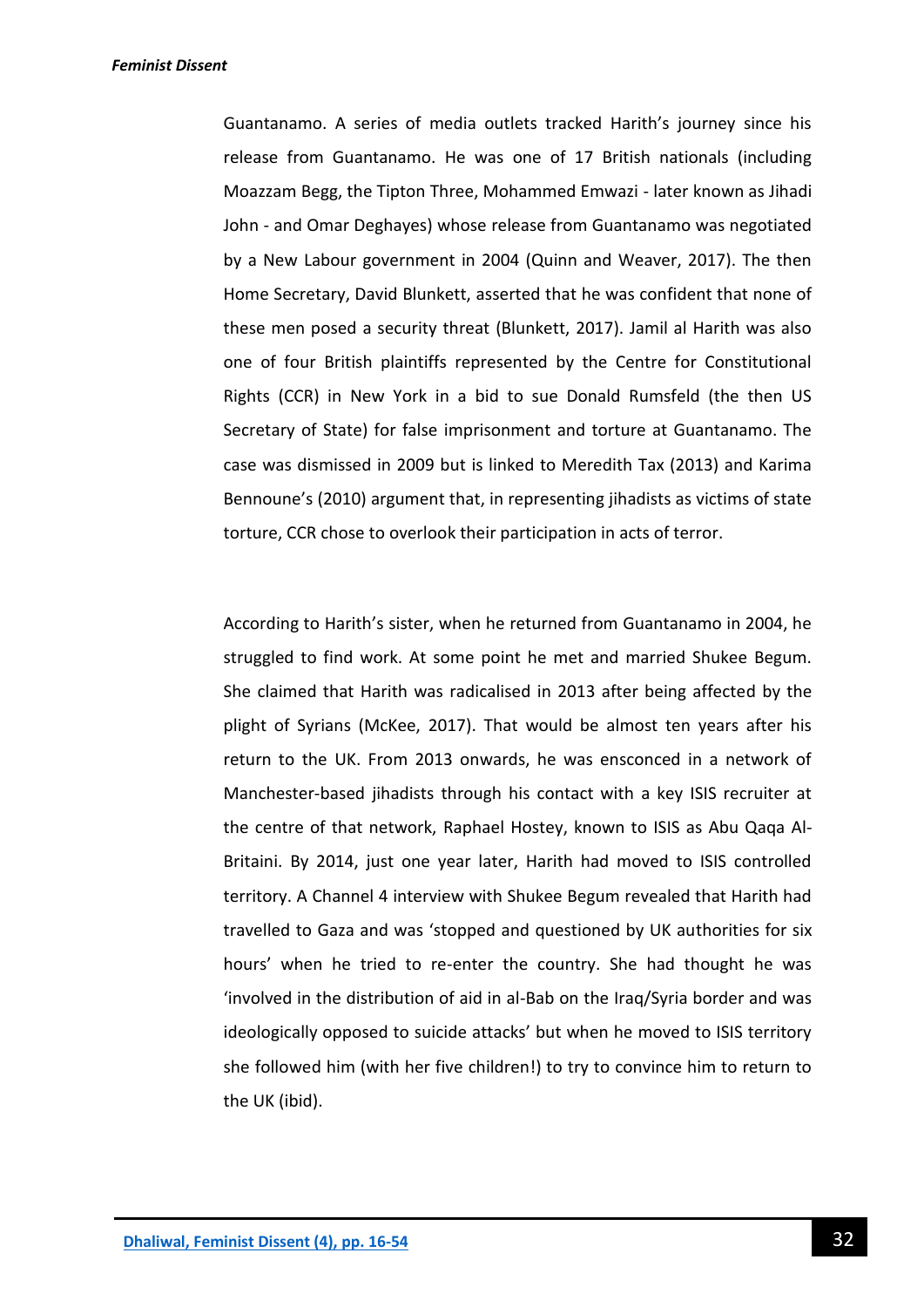Guantanamo. A series of media outlets tracked Harith's journey since his release from Guantanamo. He was one of 17 British nationals (including Moazzam Begg, the Tipton Three, Mohammed Emwazi - later known as Jihadi John - and Omar Deghayes) whose release from Guantanamo was negotiated by a New Labour government in 2004 (Quinn and Weaver, 2017). The then Home Secretary, David Blunkett, asserted that he was confident that none of these men posed a security threat (Blunkett, 2017). Jamil al Harith was also one of four British plaintiffs represented by the Centre for Constitutional Rights (CCR) in New York in a bid to sue Donald Rumsfeld (the then US Secretary of State) for false imprisonment and torture at Guantanamo. The case was dismissed in 2009 but is linked to Meredith Tax (2013) and Karima Bennoune's (2010) argument that, in representing jihadists as victims of state torture, CCR chose to overlook their participation in acts of terror.

According to Harith's sister, when he returned from Guantanamo in 2004, he struggled to find work. At some point he met and married Shukee Begum. She claimed that Harith was radicalised in 2013 after being affected by the plight of Syrians (McKee, 2017). That would be almost ten years after his return to the UK. From 2013 onwards, he was ensconced in a network of Manchester-based jihadists through his contact with a key ISIS recruiter at the centre of that network, Raphael Hostey, known to ISIS as Abu Qaqa Al-Britaini. By 2014, just one year later, Harith had moved to ISIS controlled territory. A Channel 4 interview with Shukee Begum revealed that Harith had travelled to Gaza and was 'stopped and questioned by UK authorities for six hours' when he tried to re-enter the country. She had thought he was 'involved in the distribution of aid in al-Bab on the Iraq/Syria border and was ideologically opposed to suicide attacks' but when he moved to ISIS territory she followed him (with her five children!) to try to convince him to return to the UK (ibid).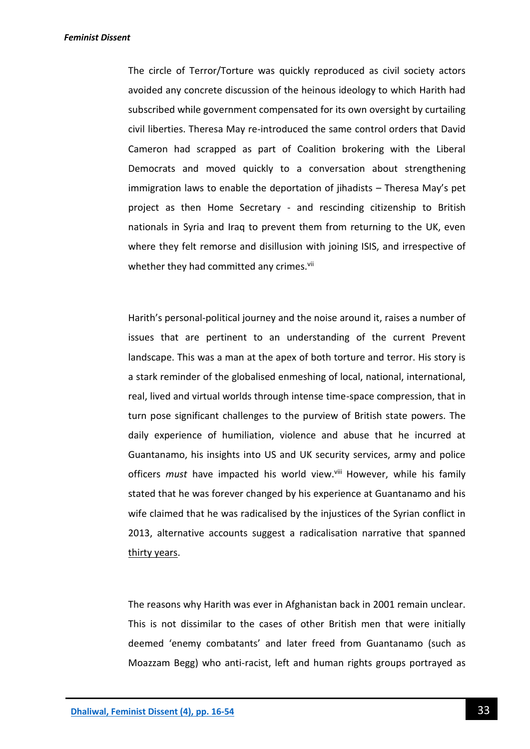The circle of Terror/Torture was quickly reproduced as civil society actors avoided any concrete discussion of the heinous ideology to which Harith had subscribed while government compensated for its own oversight by curtailing civil liberties. Theresa May re-introduced the same control orders that David Cameron had scrapped as part of Coalition brokering with the Liberal Democrats and moved quickly to a conversation about strengthening immigration laws to enable the deportation of jihadists – Theresa May's pet project as then Home Secretary - and rescinding citizenship to British nationals in Syria and Iraq to prevent them from returning to the UK, even where they felt remorse and disillusion with joining ISIS, and irrespective of whether they had committed any crimes.[vii]

Harith's personal-political journey and the noise around it, raises a number of issues that are pertinent to an understanding of the current Prevent landscape. This was a man at the apex of both torture and terror. His story is a stark reminder of the globalised enmeshing of local, national, international, real, lived and virtual worlds through intense time-space compression, that in turn pose significant challenges to the purview of British state powers. The daily experience of humiliation, violence and abuse that he incurred at Guantanamo, his insights into US and UK security services, army and police officers *must* have impacted his world view.[viii] However, while his family stated that he was forever changed by his experience at Guantanamo and his wife claimed that he was radicalised by the injustices of the Syrian conflict in 2013, alternative accounts suggest a radicalisation narrative that spanned thirty years.

The reasons why Harith was ever in Afghanistan back in 2001 remain unclear. This is not dissimilar to the cases of other British men that were initially deemed 'enemy combatants' and later freed from Guantanamo (such as Moazzam Begg) who anti-racist, left and human rights groups portrayed as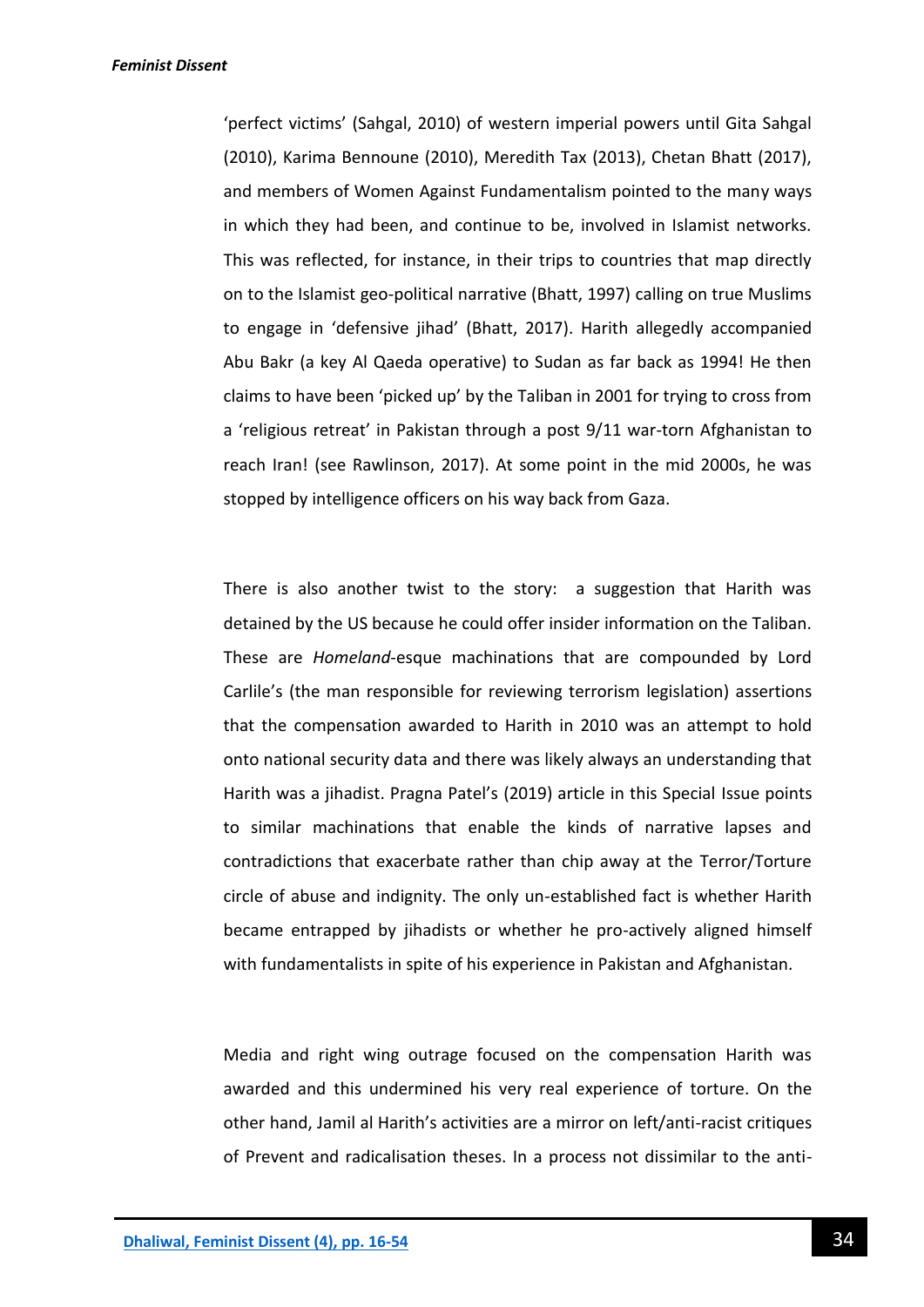'perfect victims' (Sahgal, 2010) of western imperial powers until Gita Sahgal (2010), Karima Bennoune (2010), Meredith Tax (2013), Chetan Bhatt (2017), and members of Women Against Fundamentalism pointed to the many ways in which they had been, and continue to be, involved in Islamist networks. This was reflected, for instance, in their trips to countries that map directly on to the Islamist geo-political narrative (Bhatt, 1997) calling on true Muslims to engage in 'defensive jihad' (Bhatt, 2017). Harith allegedly accompanied Abu Bakr (a key Al Qaeda operative) to Sudan as far back as 1994! He then claims to have been 'picked up' by the Taliban in 2001 for trying to cross from a 'religious retreat' in Pakistan through a post 9/11 war-torn Afghanistan to reach Iran! (see Rawlinson, 2017). At some point in the mid 2000s, he was stopped by intelligence officers on his way back from Gaza.

There is also another twist to the story: a suggestion that Harith was detained by the US because he could offer insider information on the Taliban. These are *Homeland*-esque machinations that are compounded by Lord Carlile's (the man responsible for reviewing terrorism legislation) assertions that the compensation awarded to Harith in 2010 was an attempt to hold onto national security data and there was likely always an understanding that Harith was a jihadist. Pragna Patel's (2019) article in this Special Issue points to similar machinations that enable the kinds of narrative lapses and contradictions that exacerbate rather than chip away at the Terror/Torture circle of abuse and indignity. The only un-established fact is whether Harith became entrapped by jihadists or whether he pro-actively aligned himself with fundamentalists in spite of his experience in Pakistan and Afghanistan.

Media and right wing outrage focused on the compensation Harith was awarded and this undermined his very real experience of torture. On the other hand, Jamil al Harith's activities are a mirror on left/anti-racist critiques of Prevent and radicalisation theses. In a process not dissimilar to the anti-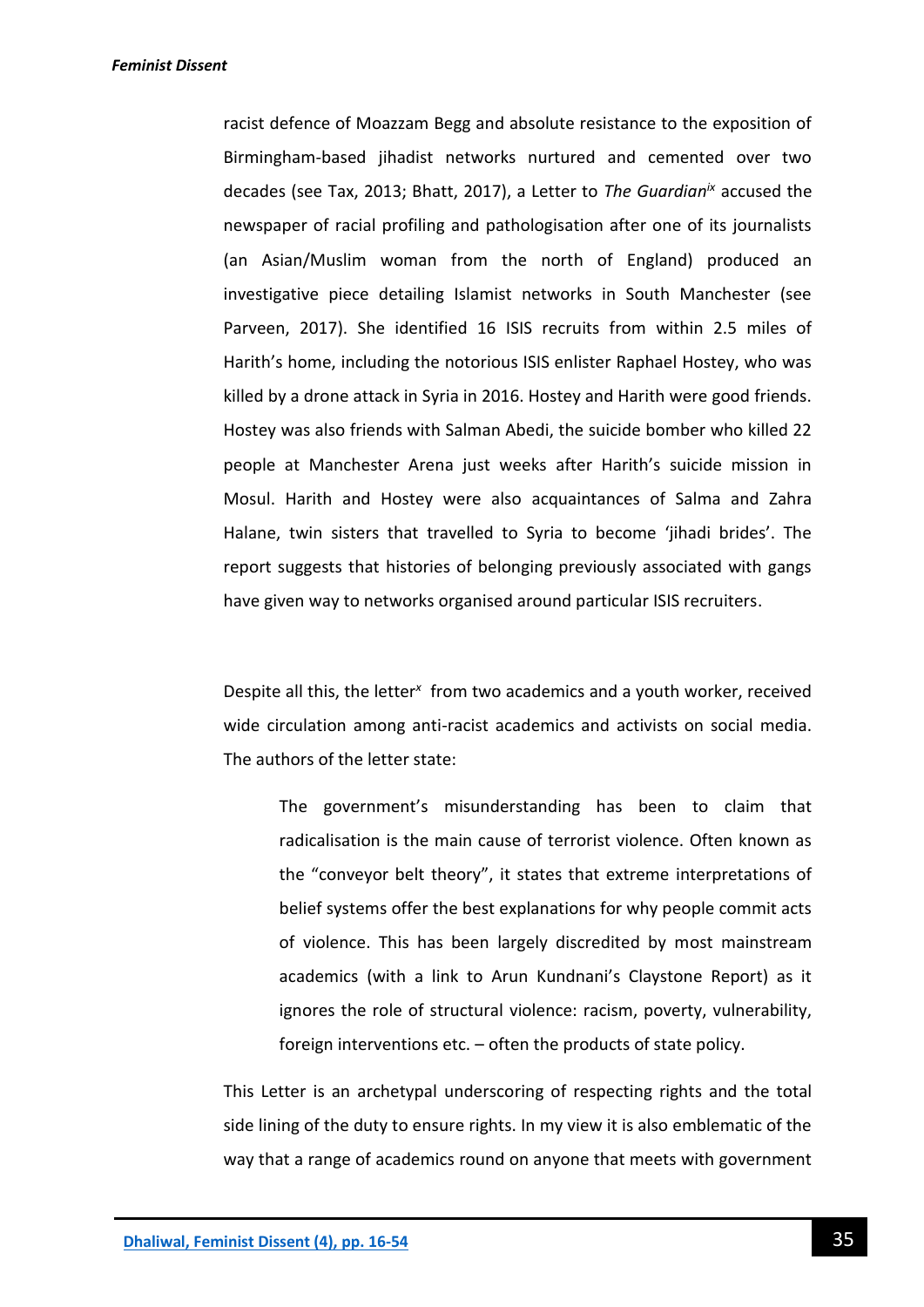racist defence of Moazzam Begg and absolute resistance to the exposition of Birmingham-based jihadist networks nurtured and cemented over two decades (see Tax, 2013; Bhatt, 2017), a Letter to *The Guardian*[ix] accused the newspaper of racial profiling and pathologisation after one of its journalists (an Asian/Muslim woman from the north of England) produced an investigative piece detailing Islamist networks in South Manchester (see Parveen, 2017). She identified 16 ISIS recruits from within 2.5 miles of Harith's home, including the notorious ISIS enlister Raphael Hostey, who was killed by a drone attack in Syria in 2016. Hostey and Harith were good friends. Hostey was also friends with Salman Abedi, the suicide bomber who killed 22 people at Manchester Arena just weeks after Harith's suicide mission in Mosul. Harith and Hostey were also acquaintances of Salma and Zahra Halane, twin sisters that travelled to Syria to become 'jihadi brides'. The report suggests that histories of belonging previously associated with gangs have given way to networks organised around particular ISIS recruiters.

Despite all this, the letter[x] from two academics and a youth worker, received wide circulation among anti-racist academics and activists on social media. The authors of the letter state:

> The government's misunderstanding has been to claim that radicalisation is the main cause of terrorist violence. Often known as the "conveyor belt theory", it states that extreme interpretations of belief systems offer the best explanations for why people commit acts of violence. This has been largely discredited by most mainstream academics (with a link to Arun Kundnani's Claystone Report) as it ignores the role of structural violence: racism, poverty, vulnerability, foreign interventions etc. – often the products of state policy.

This Letter is an archetypal underscoring of respecting rights and the total side lining of the duty to ensure rights. In my view it is also emblematic of the way that a range of academics round on anyone that meets with government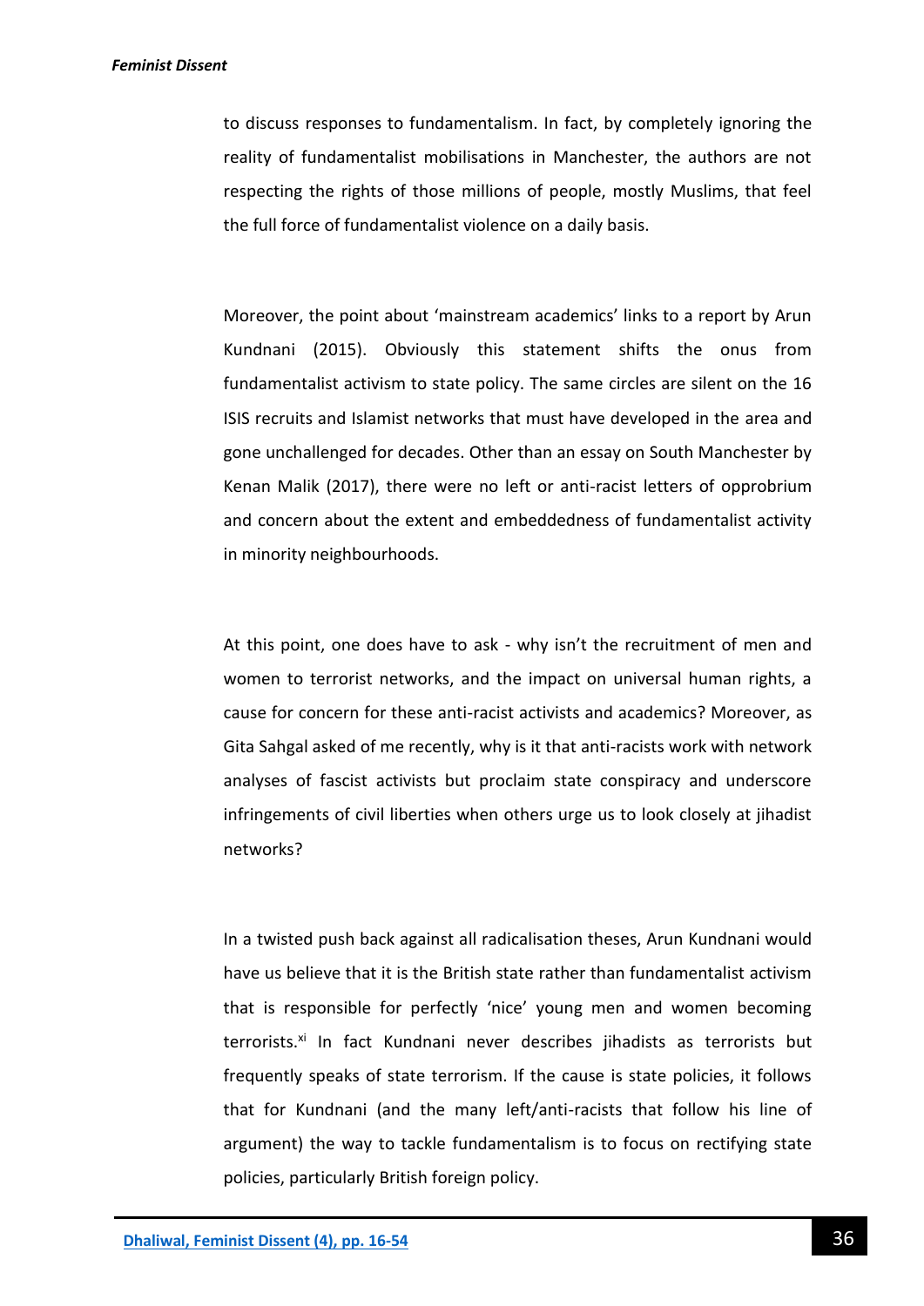to discuss responses to fundamentalism. In fact, by completely ignoring the reality of fundamentalist mobilisations in Manchester, the authors are not respecting the rights of those millions of people, mostly Muslims, that feel the full force of fundamentalist violence on a daily basis.

Moreover, the point about 'mainstream academics' links to a report by Arun Kundnani (2015). Obviously this statement shifts the onus from fundamentalist activism to state policy. The same circles are silent on the 16 ISIS recruits and Islamist networks that must have developed in the area and gone unchallenged for decades. Other than an essay on South Manchester by Kenan Malik (2017), there were no left or anti-racist letters of opprobrium and concern about the extent and embeddedness of fundamentalist activity in minority neighbourhoods.

At this point, one does have to ask - why isn't the recruitment of men and women to terrorist networks, and the impact on universal human rights, a cause for concern for these anti-racist activists and academics? Moreover, as Gita Sahgal asked of me recently, why is it that anti-racists work with network analyses of fascist activists but proclaim state conspiracy and underscore infringements of civil liberties when others urge us to look closely at jihadist networks?

In a twisted push back against all radicalisation theses, Arun Kundnani would have us believe that it is the British state rather than fundamentalist activism that is responsible for perfectly 'nice' young men and women becoming terrorists.[xi] In fact Kundnani never describes jihadists as terrorists but frequently speaks of state terrorism. If the cause is state policies, it follows that for Kundnani (and the many left/anti-racists that follow his line of argument) the way to tackle fundamentalism is to focus on rectifying state policies, particularly British foreign policy.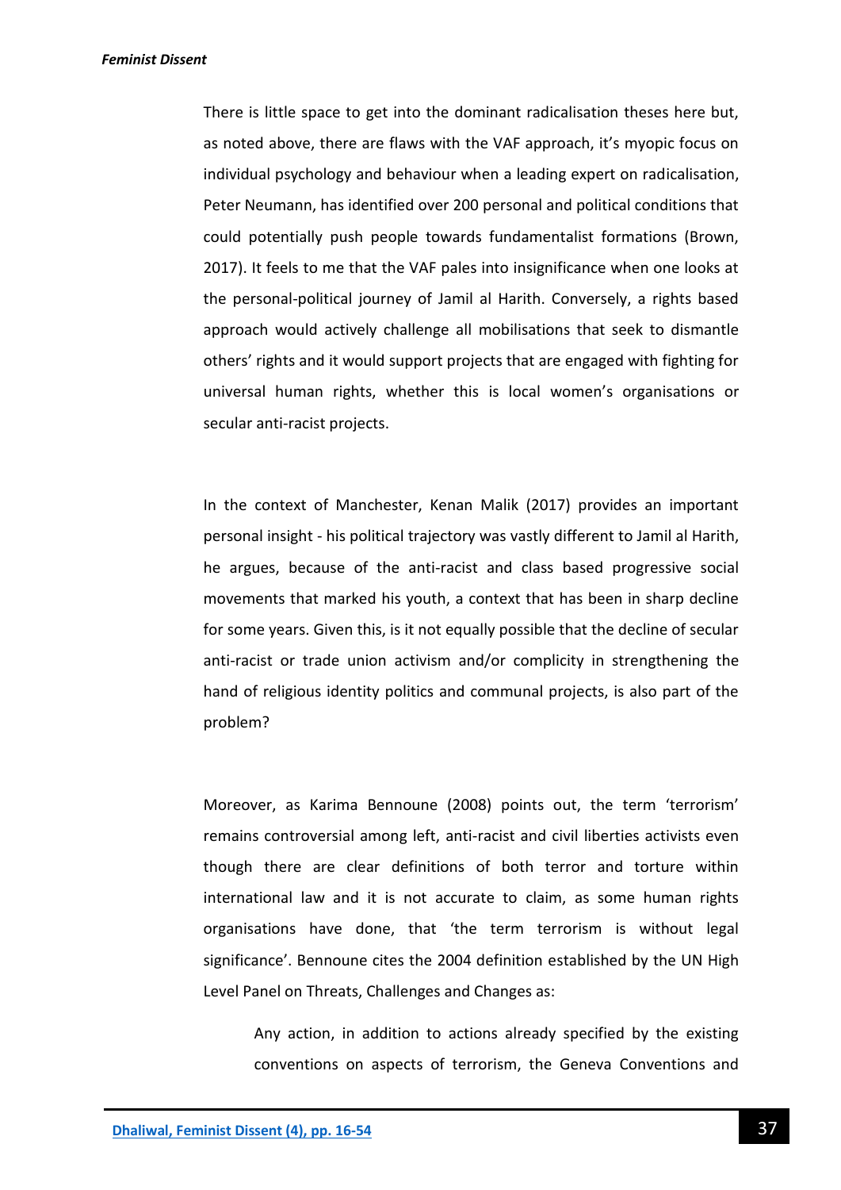There is little space to get into the dominant radicalisation theses here but, as noted above, there are flaws with the VAF approach, it's myopic focus on individual psychology and behaviour when a leading expert on radicalisation, Peter Neumann, has identified over 200 personal and political conditions that could potentially push people towards fundamentalist formations (Brown, 2017). It feels to me that the VAF pales into insignificance when one looks at the personal-political journey of Jamil al Harith. Conversely, a rights based approach would actively challenge all mobilisations that seek to dismantle others' rights and it would support projects that are engaged with fighting for universal human rights, whether this is local women's organisations or secular anti-racist projects.

In the context of Manchester, Kenan Malik (2017) provides an important personal insight - his political trajectory was vastly different to Jamil al Harith, he argues, because of the anti-racist and class based progressive social movements that marked his youth, a context that has been in sharp decline for some years. Given this, is it not equally possible that the decline of secular anti-racist or trade union activism and/or complicity in strengthening the hand of religious identity politics and communal projects, is also part of the problem?

Moreover, as Karima Bennoune (2008) points out, the term 'terrorism' remains controversial among left, anti-racist and civil liberties activists even though there are clear definitions of both terror and torture within international law and it is not accurate to claim, as some human rights organisations have done, that 'the term terrorism is without legal significance'. Bennoune cites the 2004 definition established by the UN High Level Panel on Threats, Challenges and Changes as:

> Any action, in addition to actions already specified by the existing conventions on aspects of terrorism, the Geneva Conventions and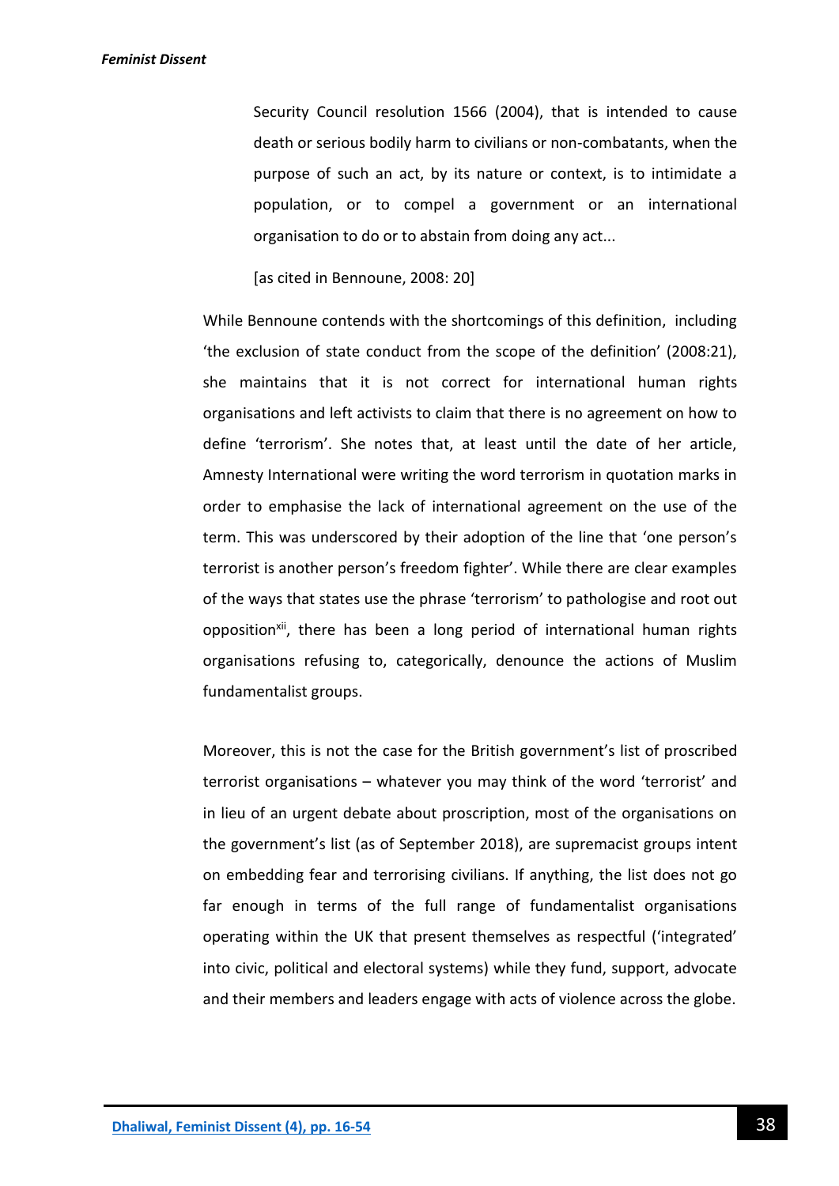> Security Council resolution 1566 (2004), that is intended to cause death or serious bodily harm to civilians or non-combatants, when the purpose of such an act, by its nature or context, is to intimidate a population, or to compel a government or an international organisation to do or to abstain from doing any act...
>
> [as cited in Bennoune, 2008: 20]

While Bennoune contends with the shortcomings of this definition, including 'the exclusion of state conduct from the scope of the definition' (2008:21), she maintains that it is not correct for international human rights organisations and left activists to claim that there is no agreement on how to define 'terrorism'. She notes that, at least until the date of her article, Amnesty International were writing the word terrorism in quotation marks in order to emphasise the lack of international agreement on the use of the term. This was underscored by their adoption of the line that 'one person's terrorist is another person's freedom fighter'. While there are clear examples of the ways that states use the phrase 'terrorism' to pathologise and root out opposition[xii], there has been a long period of international human rights organisations refusing to, categorically, denounce the actions of Muslim fundamentalist groups.

Moreover, this is not the case for the British government's list of proscribed terrorist organisations – whatever you may think of the word 'terrorist' and in lieu of an urgent debate about proscription, most of the organisations on the government's list (as of September 2018), are supremacist groups intent on embedding fear and terrorising civilians. If anything, the list does not go far enough in terms of the full range of fundamentalist organisations operating within the UK that present themselves as respectful ('integrated' into civic, political and electoral systems) while they fund, support, advocate and their members and leaders engage with acts of violence across the globe.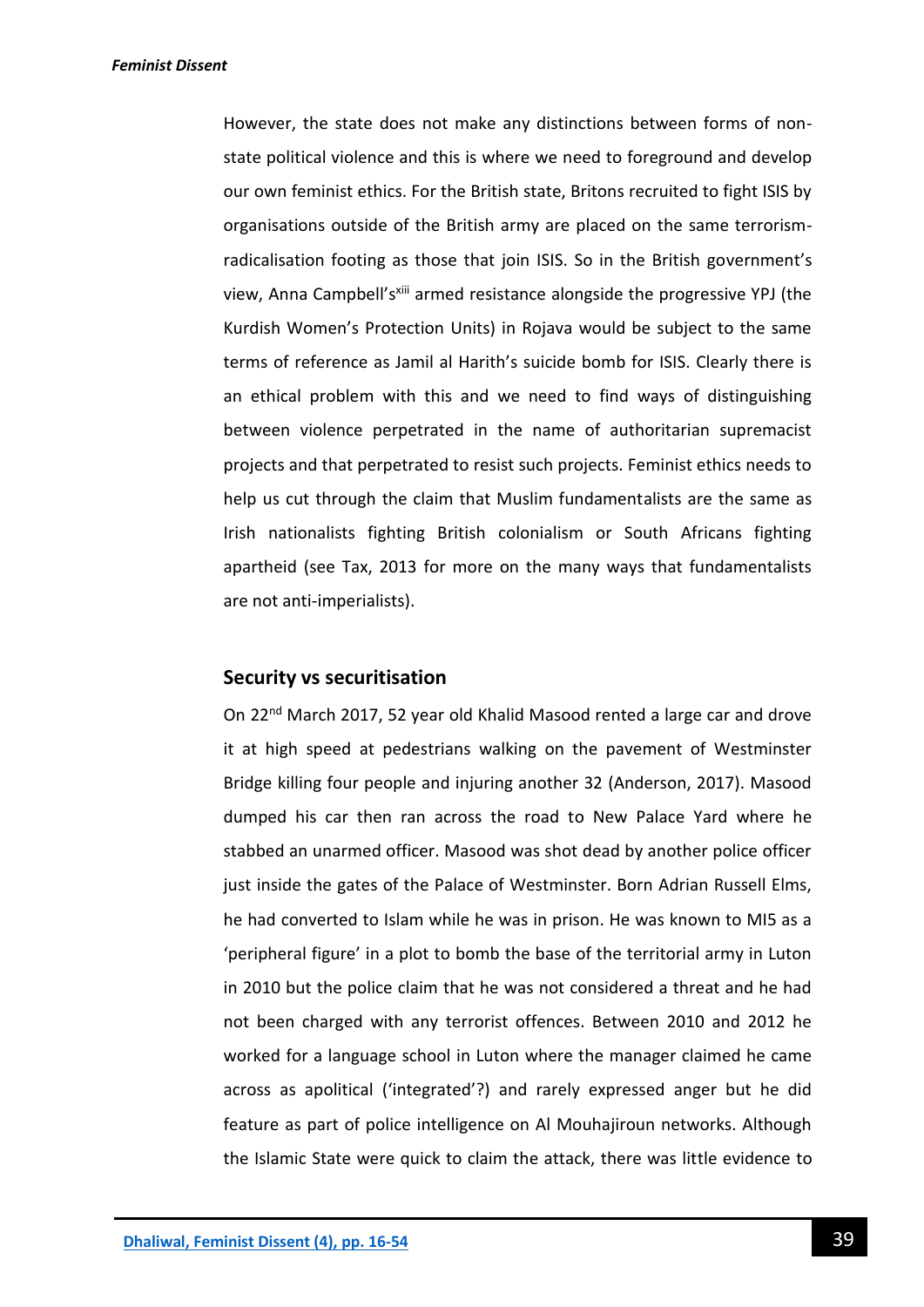However, the state does not make any distinctions between forms of non-state political violence and this is where we need to foreground and develop our own feminist ethics. For the British state, Britons recruited to fight ISIS by organisations outside of the British army are placed on the same terrorism-radicalisation footing as those that join ISIS. So in the British government's view, Anna Campbell's[xiii] armed resistance alongside the progressive YPJ (the Kurdish Women's Protection Units) in Rojava would be subject to the same terms of reference as Jamil al Harith's suicide bomb for ISIS. Clearly there is an ethical problem with this and we need to find ways of distinguishing between violence perpetrated in the name of authoritarian supremacist projects and that perpetrated to resist such projects. Feminist ethics needs to help us cut through the claim that Muslim fundamentalists are the same as Irish nationalists fighting British colonialism or South Africans fighting apartheid (see Tax, 2013 for more on the many ways that fundamentalists are not anti-imperialists).

## Security vs securitisation

On 22nd March 2017, 52 year old Khalid Masood rented a large car and drove it at high speed at pedestrians walking on the pavement of Westminster Bridge killing four people and injuring another 32 (Anderson, 2017). Masood dumped his car then ran across the road to New Palace Yard where he stabbed an unarmed officer. Masood was shot dead by another police officer just inside the gates of the Palace of Westminster. Born Adrian Russell Elms, he had converted to Islam while he was in prison. He was known to MI5 as a 'peripheral figure' in a plot to bomb the base of the territorial army in Luton in 2010 but the police claim that he was not considered a threat and he had not been charged with any terrorist offences. Between 2010 and 2012 he worked for a language school in Luton where the manager claimed he came across as apolitical ('integrated'?) and rarely expressed anger but he did feature as part of police intelligence on Al Mouhajiroun networks. Although the Islamic State were quick to claim the attack, there was little evidence to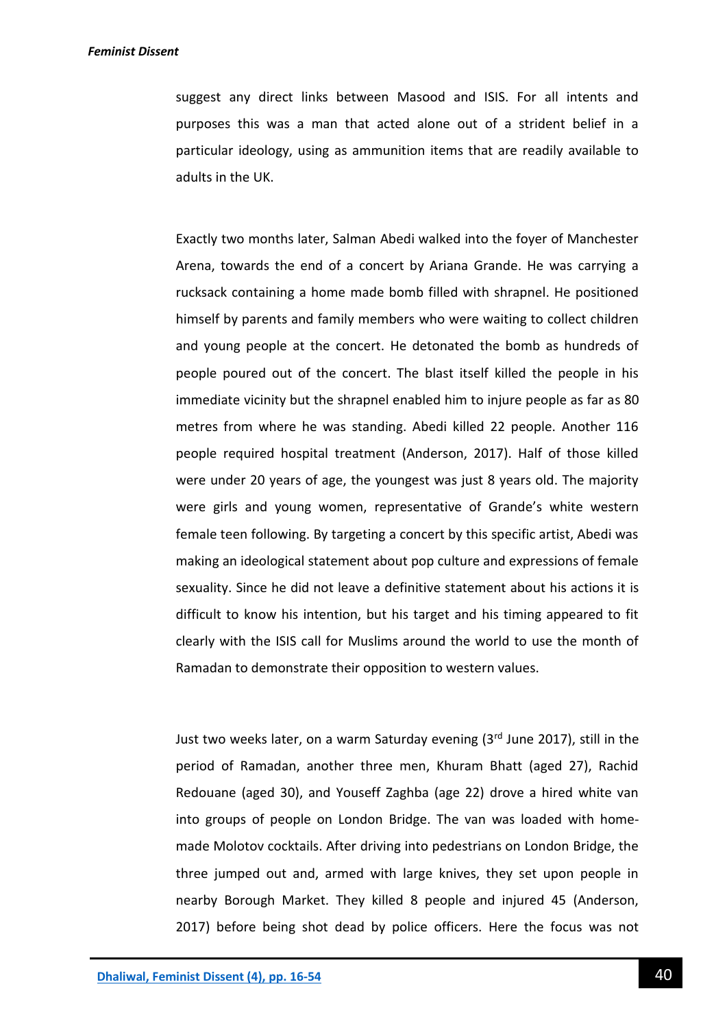suggest any direct links between Masood and ISIS. For all intents and purposes this was a man that acted alone out of a strident belief in a particular ideology, using as ammunition items that are readily available to adults in the UK.

Exactly two months later, Salman Abedi walked into the foyer of Manchester Arena, towards the end of a concert by Ariana Grande. He was carrying a rucksack containing a home made bomb filled with shrapnel. He positioned himself by parents and family members who were waiting to collect children and young people at the concert. He detonated the bomb as hundreds of people poured out of the concert. The blast itself killed the people in his immediate vicinity but the shrapnel enabled him to injure people as far as 80 metres from where he was standing. Abedi killed 22 people. Another 116 people required hospital treatment (Anderson, 2017). Half of those killed were under 20 years of age, the youngest was just 8 years old. The majority were girls and young women, representative of Grande's white western female teen following. By targeting a concert by this specific artist, Abedi was making an ideological statement about pop culture and expressions of female sexuality. Since he did not leave a definitive statement about his actions it is difficult to know his intention, but his target and his timing appeared to fit clearly with the ISIS call for Muslims around the world to use the month of Ramadan to demonstrate their opposition to western values.

Just two weeks later, on a warm Saturday evening (3rd June 2017), still in the period of Ramadan, another three men, Khuram Bhatt (aged 27), Rachid Redouane (aged 30), and Youseff Zaghba (age 22) drove a hired white van into groups of people on London Bridge. The van was loaded with home-made Molotov cocktails. After driving into pedestrians on London Bridge, the three jumped out and, armed with large knives, they set upon people in nearby Borough Market. They killed 8 people and injured 45 (Anderson, 2017) before being shot dead by police officers. Here the focus was not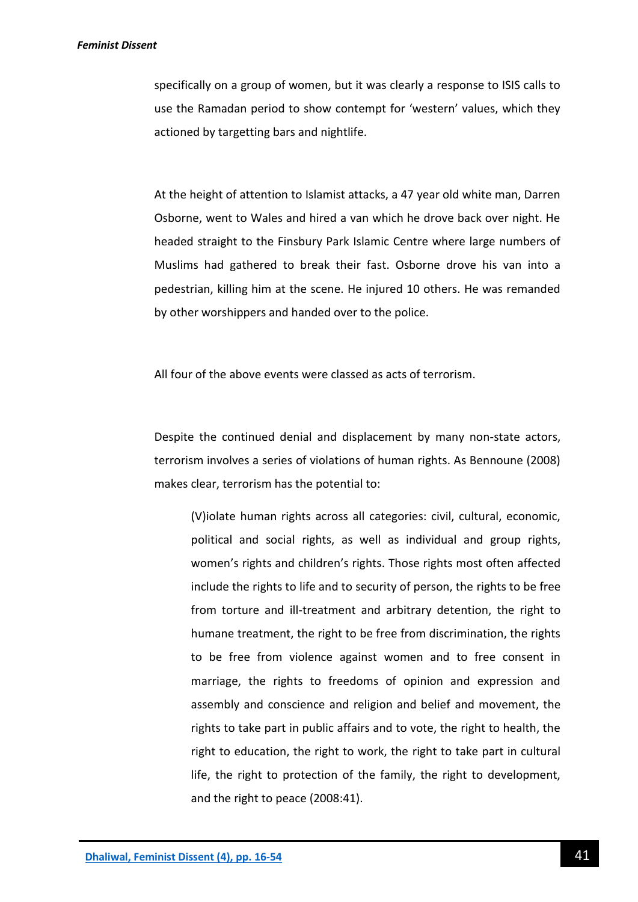specifically on a group of women, but it was clearly a response to ISIS calls to use the Ramadan period to show contempt for 'western' values, which they actioned by targetting bars and nightlife.

At the height of attention to Islamist attacks, a 47 year old white man, Darren Osborne, went to Wales and hired a van which he drove back over night. He headed straight to the Finsbury Park Islamic Centre where large numbers of Muslims had gathered to break their fast. Osborne drove his van into a pedestrian, killing him at the scene. He injured 10 others. He was remanded by other worshippers and handed over to the police.

All four of the above events were classed as acts of terrorism.

Despite the continued denial and displacement by many non-state actors, terrorism involves a series of violations of human rights. As Bennoune (2008) makes clear, terrorism has the potential to:

> (V)iolate human rights across all categories: civil, cultural, economic, political and social rights, as well as individual and group rights, women's rights and children's rights. Those rights most often affected include the rights to life and to security of person, the rights to be free from torture and ill-treatment and arbitrary detention, the right to humane treatment, the right to be free from discrimination, the rights to be free from violence against women and to free consent in marriage, the rights to freedoms of opinion and expression and assembly and conscience and religion and belief and movement, the rights to take part in public affairs and to vote, the right to health, the right to education, the right to work, the right to take part in cultural life, the right to protection of the family, the right to development, and the right to peace (2008:41).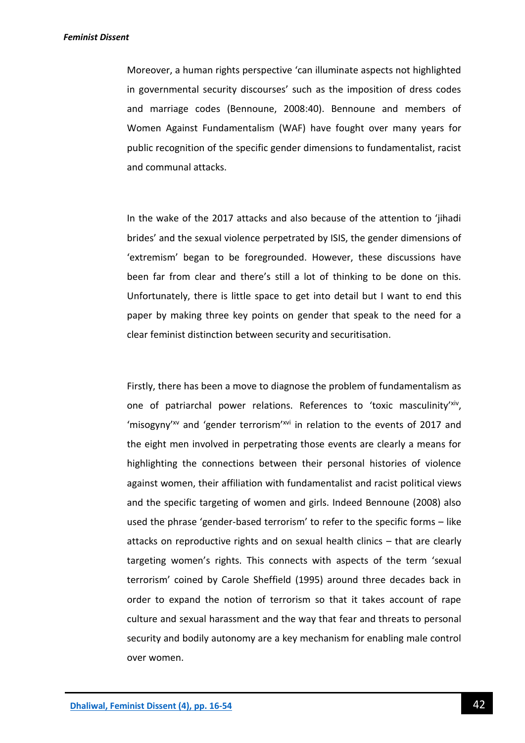Moreover, a human rights perspective 'can illuminate aspects not highlighted in governmental security discourses' such as the imposition of dress codes and marriage codes (Bennoune, 2008:40). Bennoune and members of Women Against Fundamentalism (WAF) have fought over many years for public recognition of the specific gender dimensions to fundamentalist, racist and communal attacks.

In the wake of the 2017 attacks and also because of the attention to 'jihadi brides' and the sexual violence perpetrated by ISIS, the gender dimensions of 'extremism' began to be foregrounded. However, these discussions have been far from clear and there's still a lot of thinking to be done on this. Unfortunately, there is little space to get into detail but I want to end this paper by making three key points on gender that speak to the need for a clear feminist distinction between security and securitisation.

Firstly, there has been a move to diagnose the problem of fundamentalism as one of patriarchal power relations. References to 'toxic masculinity'[xiv], 'misogyny'[xv] and 'gender terrorism'[xvi] in relation to the events of 2017 and the eight men involved in perpetrating those events are clearly a means for highlighting the connections between their personal histories of violence against women, their affiliation with fundamentalist and racist political views and the specific targeting of women and girls. Indeed Bennoune (2008) also used the phrase 'gender-based terrorism' to refer to the specific forms – like attacks on reproductive rights and on sexual health clinics – that are clearly targeting women's rights. This connects with aspects of the term 'sexual terrorism' coined by Carole Sheffield (1995) around three decades back in order to expand the notion of terrorism so that it takes account of rape culture and sexual harassment and the way that fear and threats to personal security and bodily autonomy are a key mechanism for enabling male control over women.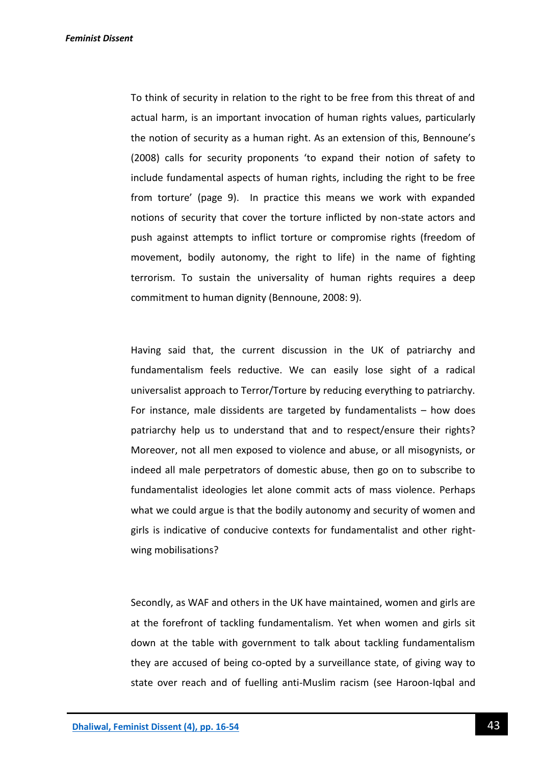To think of security in relation to the right to be free from this threat of and actual harm, is an important invocation of human rights values, particularly the notion of security as a human right. As an extension of this, Bennoune's (2008) calls for security proponents 'to expand their notion of safety to include fundamental aspects of human rights, including the right to be free from torture' (page 9). In practice this means we work with expanded notions of security that cover the torture inflicted by non-state actors and push against attempts to inflict torture or compromise rights (freedom of movement, bodily autonomy, the right to life) in the name of fighting terrorism. To sustain the universality of human rights requires a deep commitment to human dignity (Bennoune, 2008: 9).

Having said that, the current discussion in the UK of patriarchy and fundamentalism feels reductive. We can easily lose sight of a radical universalist approach to Terror/Torture by reducing everything to patriarchy. For instance, male dissidents are targeted by fundamentalists – how does patriarchy help us to understand that and to respect/ensure their rights? Moreover, not all men exposed to violence and abuse, or all misogynists, or indeed all male perpetrators of domestic abuse, then go on to subscribe to fundamentalist ideologies let alone commit acts of mass violence. Perhaps what we could argue is that the bodily autonomy and security of women and girls is indicative of conducive contexts for fundamentalist and other right-wing mobilisations?

Secondly, as WAF and others in the UK have maintained, women and girls are at the forefront of tackling fundamentalism. Yet when women and girls sit down at the table with government to talk about tackling fundamentalism they are accused of being co-opted by a surveillance state, of giving way to state over reach and of fuelling anti-Muslim racism (see Haroon-Iqbal and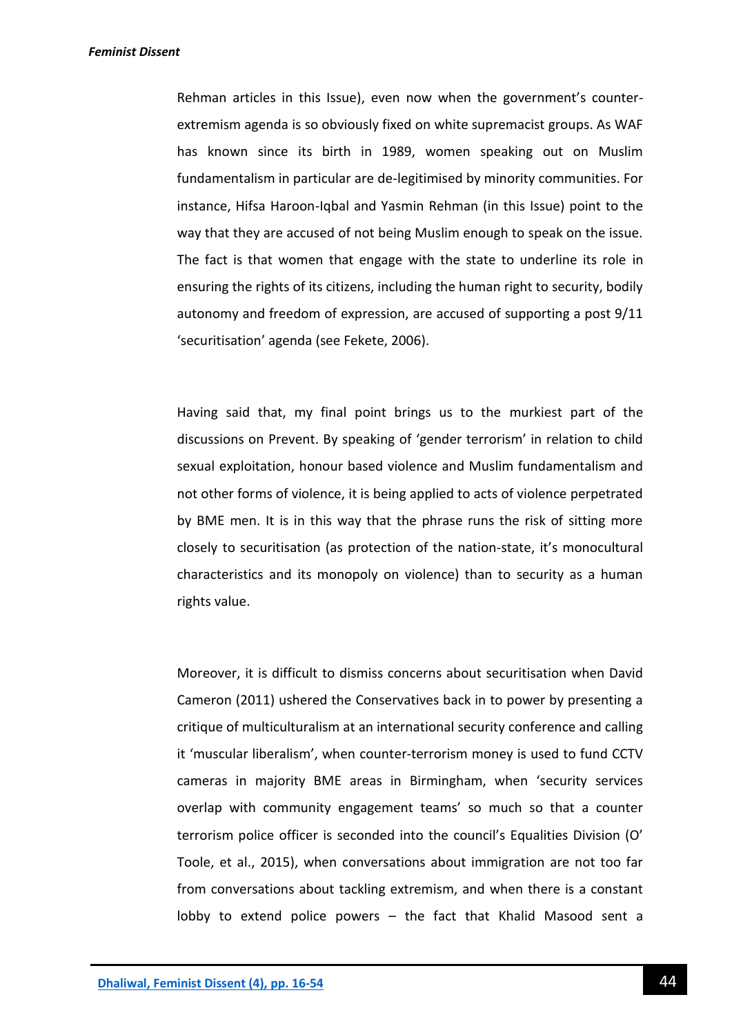Rehman articles in this Issue), even now when the government's counter-extremism agenda is so obviously fixed on white supremacist groups. As WAF has known since its birth in 1989, women speaking out on Muslim fundamentalism in particular are de-legitimised by minority communities. For instance, Hifsa Haroon-Iqbal and Yasmin Rehman (in this Issue) point to the way that they are accused of not being Muslim enough to speak on the issue. The fact is that women that engage with the state to underline its role in ensuring the rights of its citizens, including the human right to security, bodily autonomy and freedom of expression, are accused of supporting a post 9/11 'securitisation' agenda (see Fekete, 2006).

Having said that, my final point brings us to the murkiest part of the discussions on Prevent. By speaking of 'gender terrorism' in relation to child sexual exploitation, honour based violence and Muslim fundamentalism and not other forms of violence, it is being applied to acts of violence perpetrated by BME men. It is in this way that the phrase runs the risk of sitting more closely to securitisation (as protection of the nation-state, it's monocultural characteristics and its monopoly on violence) than to security as a human rights value.

Moreover, it is difficult to dismiss concerns about securitisation when David Cameron (2011) ushered the Conservatives back in to power by presenting a critique of multiculturalism at an international security conference and calling it 'muscular liberalism', when counter-terrorism money is used to fund CCTV cameras in majority BME areas in Birmingham, when 'security services overlap with community engagement teams' so much so that a counter terrorism police officer is seconded into the council's Equalities Division (O' Toole, et al., 2015), when conversations about immigration are not too far from conversations about tackling extremism, and when there is a constant lobby to extend police powers – the fact that Khalid Masood sent a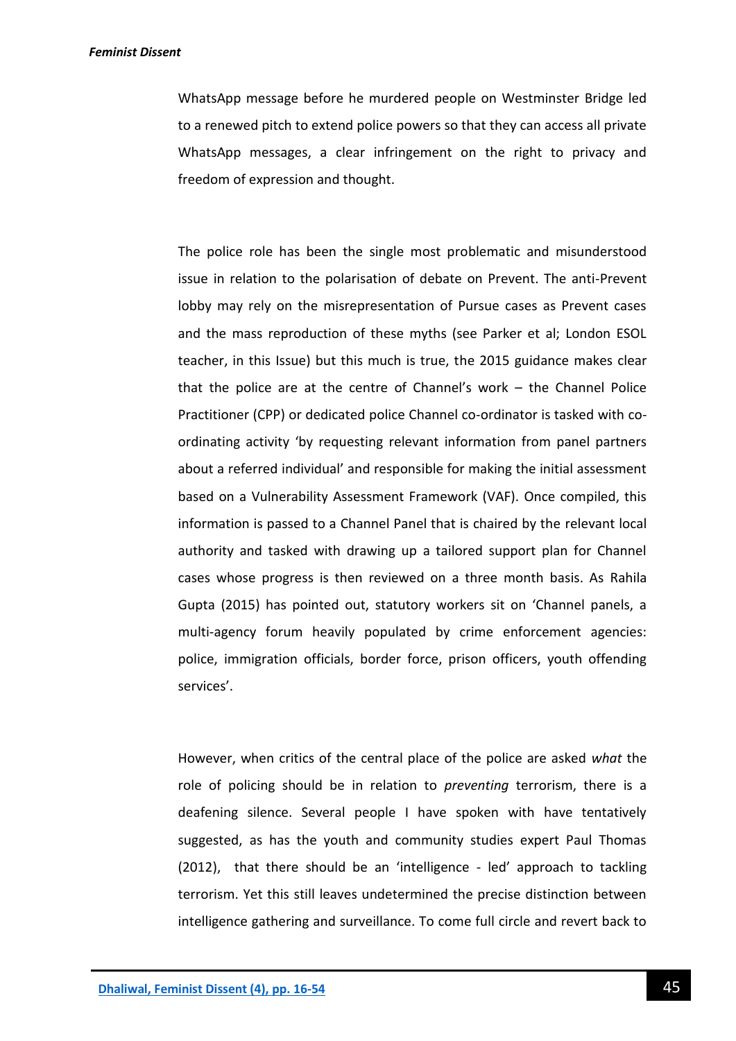WhatsApp message before he murdered people on Westminster Bridge led to a renewed pitch to extend police powers so that they can access all private WhatsApp messages, a clear infringement on the right to privacy and freedom of expression and thought.

The police role has been the single most problematic and misunderstood issue in relation to the polarisation of debate on Prevent. The anti-Prevent lobby may rely on the misrepresentation of Pursue cases as Prevent cases and the mass reproduction of these myths (see Parker et al; London ESOL teacher, in this Issue) but this much is true, the 2015 guidance makes clear that the police are at the centre of Channel's work – the Channel Police Practitioner (CPP) or dedicated police Channel co-ordinator is tasked with co-ordinating activity 'by requesting relevant information from panel partners about a referred individual' and responsible for making the initial assessment based on a Vulnerability Assessment Framework (VAF). Once compiled, this information is passed to a Channel Panel that is chaired by the relevant local authority and tasked with drawing up a tailored support plan for Channel cases whose progress is then reviewed on a three month basis. As Rahila Gupta (2015) has pointed out, statutory workers sit on 'Channel panels, a multi-agency forum heavily populated by crime enforcement agencies: police, immigration officials, border force, prison officers, youth offending services'.

However, when critics of the central place of the police are asked *what* the role of policing should be in relation to *preventing* terrorism, there is a deafening silence. Several people I have spoken with have tentatively suggested, as has the youth and community studies expert Paul Thomas (2012), that there should be an 'intelligence - led' approach to tackling terrorism. Yet this still leaves undetermined the precise distinction between intelligence gathering and surveillance. To come full circle and revert back to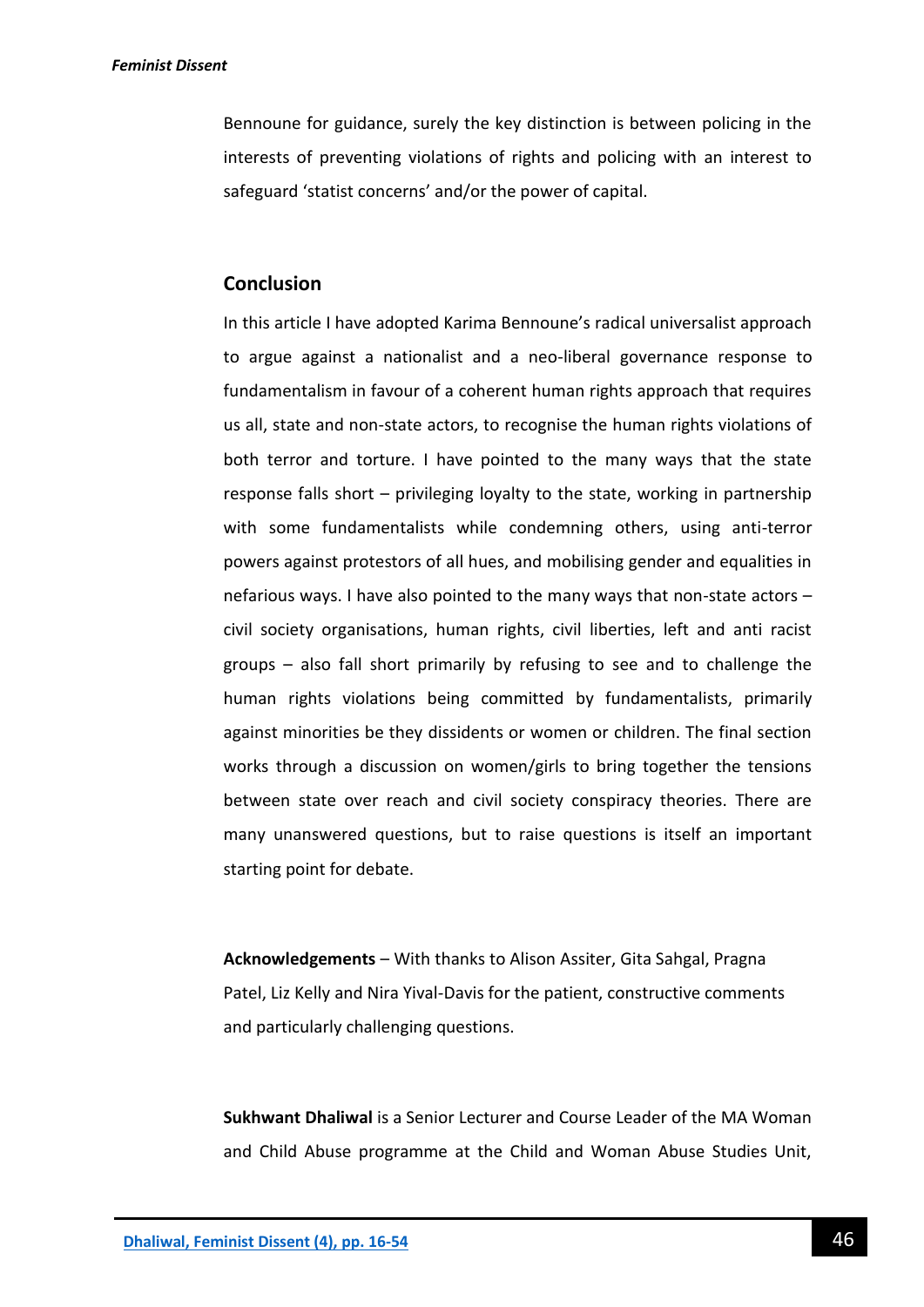Bennoune for guidance, surely the key distinction is between policing in the interests of preventing violations of rights and policing with an interest to safeguard 'statist concerns' and/or the power of capital.

## Conclusion

In this article I have adopted Karima Bennoune's radical universalist approach to argue against a nationalist and a neo-liberal governance response to fundamentalism in favour of a coherent human rights approach that requires us all, state and non-state actors, to recognise the human rights violations of both terror and torture. I have pointed to the many ways that the state response falls short – privileging loyalty to the state, working in partnership with some fundamentalists while condemning others, using anti-terror powers against protestors of all hues, and mobilising gender and equalities in nefarious ways. I have also pointed to the many ways that non-state actors – civil society organisations, human rights, civil liberties, left and anti racist groups – also fall short primarily by refusing to see and to challenge the human rights violations being committed by fundamentalists, primarily against minorities be they dissidents or women or children. The final section works through a discussion on women/girls to bring together the tensions between state over reach and civil society conspiracy theories. There are many unanswered questions, but to raise questions is itself an important starting point for debate.

**Acknowledgements** – With thanks to Alison Assiter, Gita Sahgal, Pragna Patel, Liz Kelly and Nira Yival-Davis for the patient, constructive comments and particularly challenging questions.

**Sukhwant Dhaliwal** is a Senior Lecturer and Course Leader of the MA Woman and Child Abuse programme at the Child and Woman Abuse Studies Unit,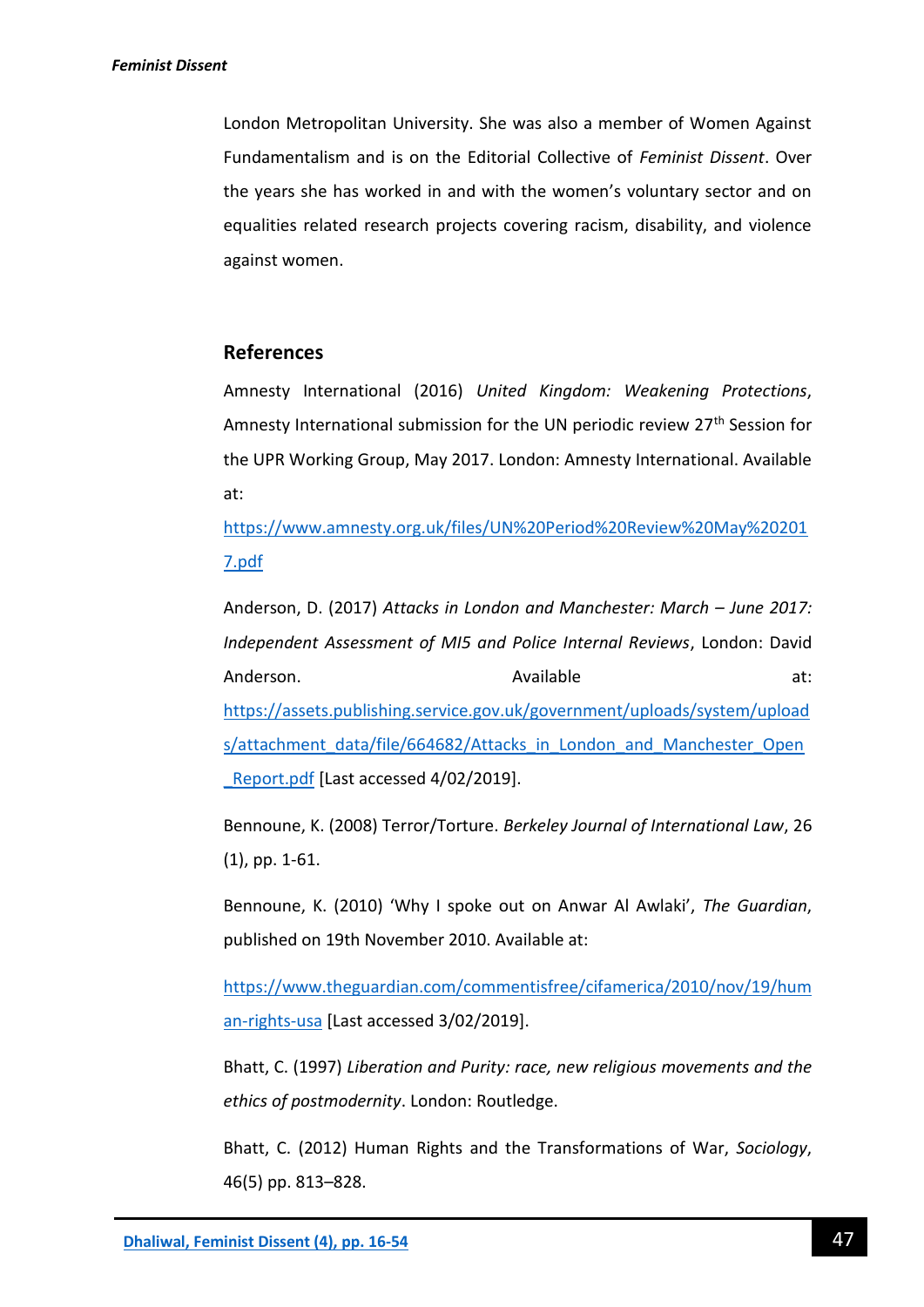London Metropolitan University. She was also a member of Women Against Fundamentalism and is on the Editorial Collective of *Feminist Dissent*. Over the years she has worked in and with the women's voluntary sector and on equalities related research projects covering racism, disability, and violence against women.

## References

Amnesty International (2016) *United Kingdom: Weakening Protections*, Amnesty International submission for the UN periodic review 27th Session for the UPR Working Group, May 2017. London: Amnesty International. Available at: https://www.amnesty.org.uk/files/UN%20Period%20Review%20May%202017.pdf

Anderson, D. (2017) *Attacks in London and Manchester: March – June 2017: Independent Assessment of MI5 and Police Internal Reviews*, London: David Anderson. Available at: https://assets.publishing.service.gov.uk/government/uploads/system/uploads/attachment_data/file/664682/Attacks_in_London_and_Manchester_Open_Report.pdf [Last accessed 4/02/2019].

Bennoune, K. (2008) Terror/Torture. *Berkeley Journal of International Law*, 26 (1), pp. 1-61.

Bennoune, K. (2010) 'Why I spoke out on Anwar Al Awlaki', *The Guardian*, published on 19th November 2010. Available at:

https://www.theguardian.com/commentisfree/cifamerica/2010/nov/19/human-rights-usa [Last accessed 3/02/2019].

Bhatt, C. (1997) *Liberation and Purity: race, new religious movements and the ethics of postmodernity*. London: Routledge.

Bhatt, C. (2012) Human Rights and the Transformations of War, *Sociology*, 46(5) pp. 813–828.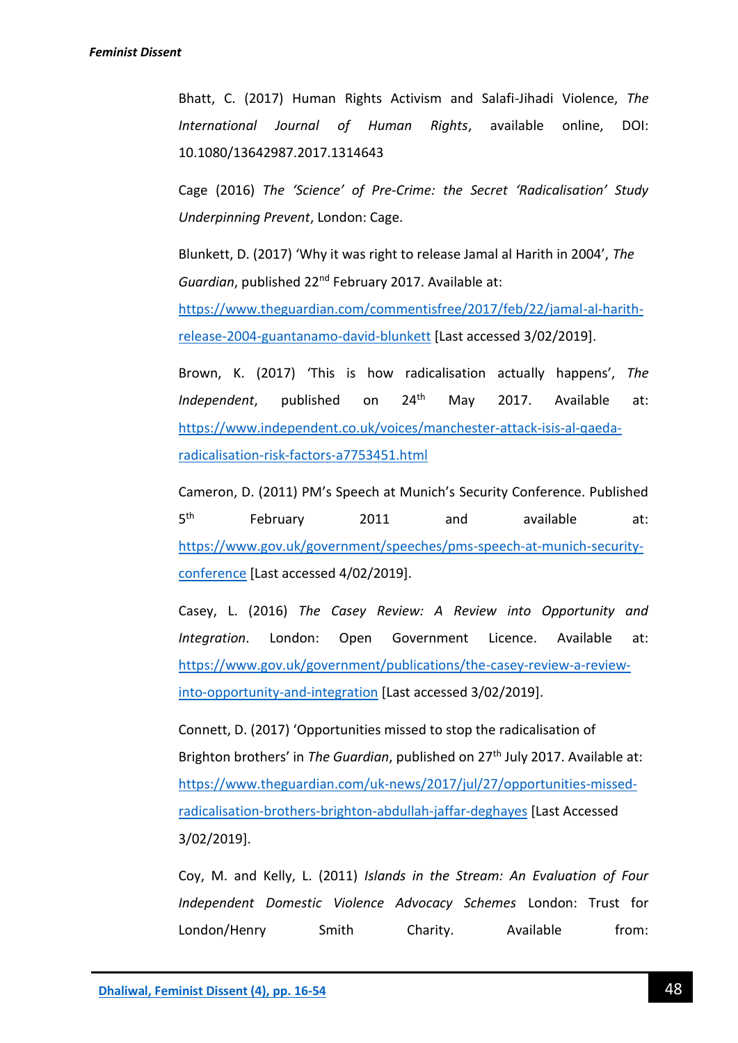Bhatt, C. (2017) Human Rights Activism and Salafi-Jihadi Violence, *The International Journal of Human Rights*, available online, DOI: 10.1080/13642987.2017.1314643

Cage (2016) *The 'Science' of Pre-Crime: the Secret 'Radicalisation' Study Underpinning Prevent*, London: Cage.

Blunkett, D. (2017) 'Why it was right to release Jamal al Harith in 2004', *The Guardian*, published 22nd February 2017. Available at: https://www.theguardian.com/commentisfree/2017/feb/22/jamal-al-harith-release-2004-guantanamo-david-blunkett [Last accessed 3/02/2019].

Brown, K. (2017) 'This is how radicalisation actually happens', *The Independent*, published on 24th May 2017. Available at: https://www.independent.co.uk/voices/manchester-attack-isis-al-qaeda-radicalisation-risk-factors-a7753451.html

Cameron, D. (2011) PM's Speech at Munich's Security Conference. Published 5th February 2011 and available at: https://www.gov.uk/government/speeches/pms-speech-at-munich-security-conference [Last accessed 4/02/2019].

Casey, L. (2016) *The Casey Review: A Review into Opportunity and Integration*. London: Open Government Licence. Available at: https://www.gov.uk/government/publications/the-casey-review-a-review-into-opportunity-and-integration [Last accessed 3/02/2019].

Connett, D. (2017) 'Opportunities missed to stop the radicalisation of Brighton brothers' in *The Guardian*, published on 27th July 2017. Available at: https://www.theguardian.com/uk-news/2017/jul/27/opportunities-missed-radicalisation-brothers-brighton-abdullah-jaffar-deghayes [Last Accessed 3/02/2019].

Coy, M. and Kelly, L. (2011) *Islands in the Stream: An Evaluation of Four Independent Domestic Violence Advocacy Schemes* London: Trust for London/Henry Smith Charity. Available from: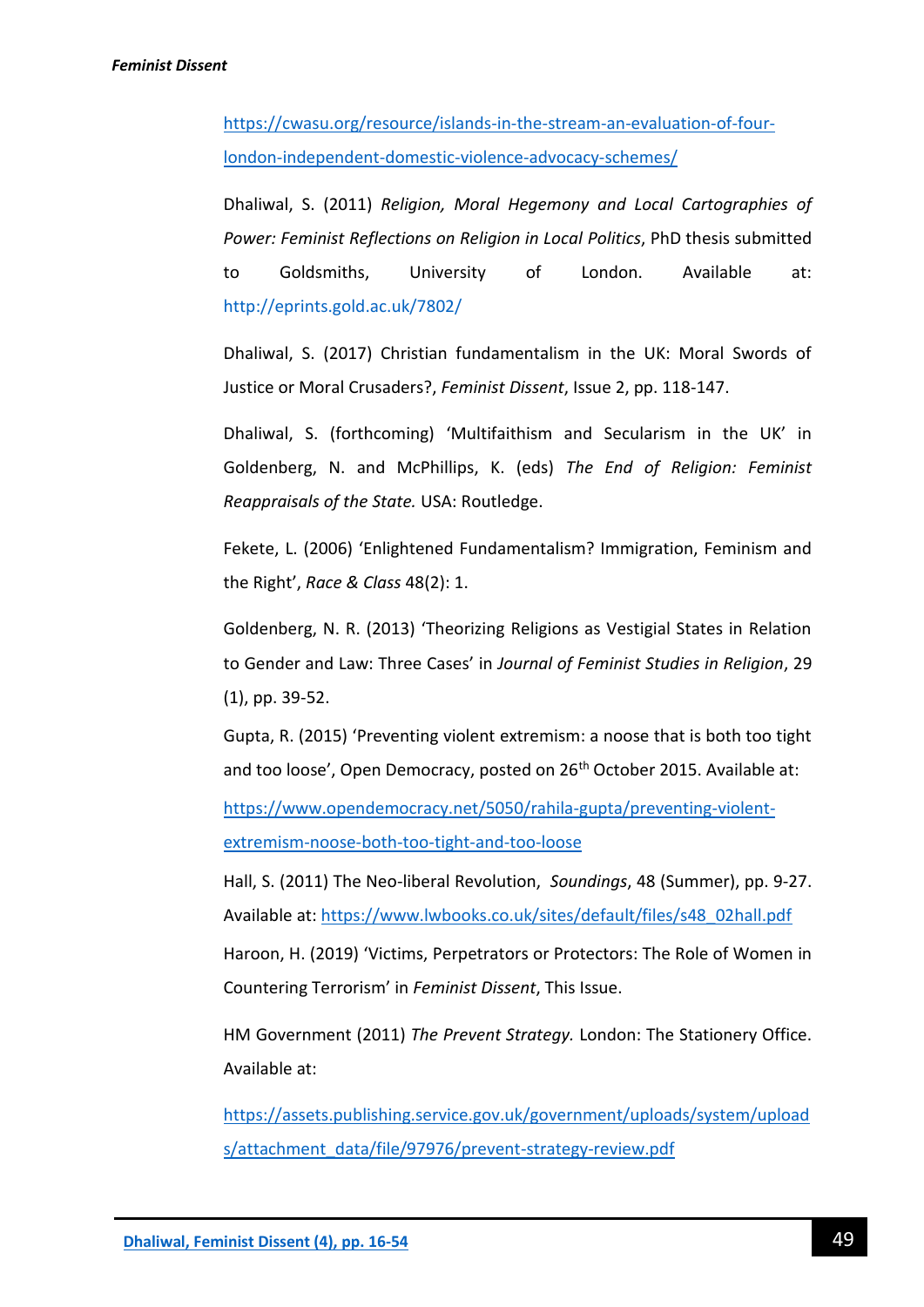https://cwasu.org/resource/islands-in-the-stream-an-evaluation-of-four-london-independent-domestic-violence-advocacy-schemes/

Dhaliwal, S. (2011) *Religion, Moral Hegemony and Local Cartographies of Power: Feminist Reflections on Religion in Local Politics*, PhD thesis submitted to Goldsmiths, University of London. Available at: http://eprints.gold.ac.uk/7802/

Dhaliwal, S. (2017) Christian fundamentalism in the UK: Moral Swords of Justice or Moral Crusaders?, *Feminist Dissent*, Issue 2, pp. 118-147.

Dhaliwal, S. (forthcoming) 'Multifaithism and Secularism in the UK' in Goldenberg, N. and McPhillips, K. (eds) *The End of Religion: Feminist Reappraisals of the State.* USA: Routledge.

Fekete, L. (2006) 'Enlightened Fundamentalism? Immigration, Feminism and the Right', *Race & Class* 48(2): 1.

Goldenberg, N. R. (2013) 'Theorizing Religions as Vestigial States in Relation to Gender and Law: Three Cases' in *Journal of Feminist Studies in Religion*, 29 (1), pp. 39-52.

Gupta, R. (2015) 'Preventing violent extremism: a noose that is both too tight and too loose', Open Democracy, posted on 26th October 2015. Available at: https://www.opendemocracy.net/5050/rahila-gupta/preventing-violent-extremism-noose-both-too-tight-and-too-loose

Hall, S. (2011) The Neo-liberal Revolution, *Soundings*, 48 (Summer), pp. 9-27. Available at: https://www.lwbooks.co.uk/sites/default/files/s48_02hall.pdf

Haroon, H. (2019) 'Victims, Perpetrators or Protectors: The Role of Women in Countering Terrorism' in *Feminist Dissent*, This Issue.

HM Government (2011) *The Prevent Strategy.* London: The Stationery Office. Available at:

https://assets.publishing.service.gov.uk/government/uploads/system/uploads/attachment_data/file/97976/prevent-strategy-review.pdf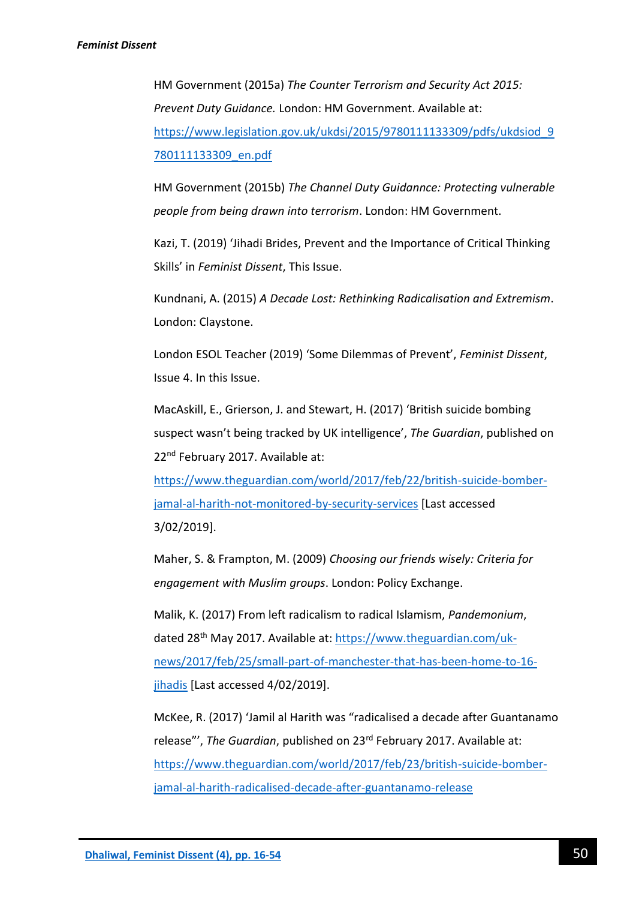HM Government (2015a) *The Counter Terrorism and Security Act 2015: Prevent Duty Guidance.* London: HM Government. Available at: https://www.legislation.gov.uk/ukdsi/2015/9780111133309/pdfs/ukdsiod_9780111133309_en.pdf

HM Government (2015b) *The Channel Duty Guidannce: Protecting vulnerable people from being drawn into terrorism*. London: HM Government.

Kazi, T. (2019) 'Jihadi Brides, Prevent and the Importance of Critical Thinking Skills' in *Feminist Dissent*, This Issue.

Kundnani, A. (2015) *A Decade Lost: Rethinking Radicalisation and Extremism*. London: Claystone.

London ESOL Teacher (2019) 'Some Dilemmas of Prevent', *Feminist Dissent*, Issue 4. In this Issue.

MacAskill, E., Grierson, J. and Stewart, H. (2017) 'British suicide bombing suspect wasn't being tracked by UK intelligence', *The Guardian*, published on 22nd February 2017. Available at: https://www.theguardian.com/world/2017/feb/22/british-suicide-bomber-jamal-al-harith-not-monitored-by-security-services [Last accessed 3/02/2019].

Maher, S. & Frampton, M. (2009) *Choosing our friends wisely: Criteria for engagement with Muslim groups*. London: Policy Exchange.

Malik, K. (2017) From left radicalism to radical Islamism, *Pandemonium*, dated 28th May 2017. Available at: https://www.theguardian.com/uk-news/2017/feb/25/small-part-of-manchester-that-has-been-home-to-16-jihadis [Last accessed 4/02/2019].

McKee, R. (2017) 'Jamil al Harith was "radicalised a decade after Guantanamo release"', *The Guardian*, published on 23rd February 2017. Available at: https://www.theguardian.com/world/2017/feb/23/british-suicide-bomber-jamal-al-harith-radicalised-decade-after-guantanamo-release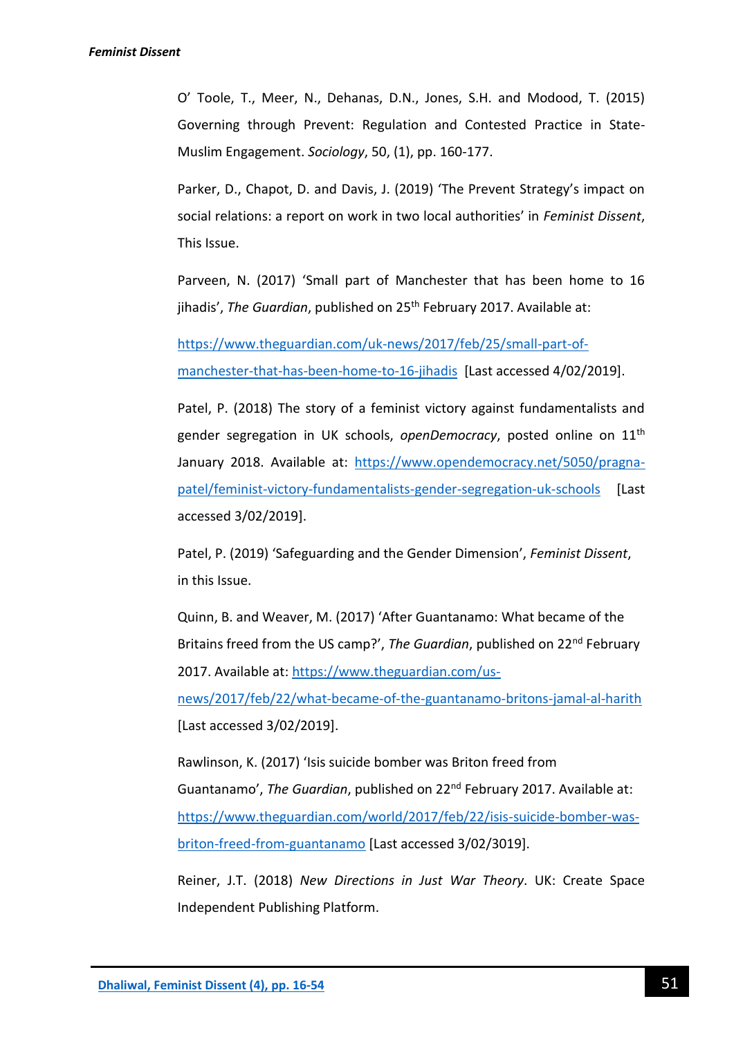O' Toole, T., Meer, N., Dehanas, D.N., Jones, S.H. and Modood, T. (2015) Governing through Prevent: Regulation and Contested Practice in State-Muslim Engagement. *Sociology*, 50, (1), pp. 160-177.

Parker, D., Chapot, D. and Davis, J. (2019) 'The Prevent Strategy's impact on social relations: a report on work in two local authorities' in *Feminist Dissent*, This Issue.

Parveen, N. (2017) 'Small part of Manchester that has been home to 16 jihadis', *The Guardian*, published on 25th February 2017. Available at:

https://www.theguardian.com/uk-news/2017/feb/25/small-part-of-manchester-that-has-been-home-to-16-jihadis [Last accessed 4/02/2019].

Patel, P. (2018) The story of a feminist victory against fundamentalists and gender segregation in UK schools, *openDemocracy*, posted online on 11th January 2018. Available at: https://www.opendemocracy.net/5050/pragna-patel/feminist-victory-fundamentalists-gender-segregation-uk-schools [Last accessed 3/02/2019].

Patel, P. (2019) 'Safeguarding and the Gender Dimension', *Feminist Dissent*, in this Issue.

Quinn, B. and Weaver, M. (2017) 'After Guantanamo: What became of the Britains freed from the US camp?', *The Guardian*, published on 22nd February 2017. Available at: https://www.theguardian.com/us-news/2017/feb/22/what-became-of-the-guantanamo-britons-jamal-al-harith [Last accessed 3/02/2019].

Rawlinson, K. (2017) 'Isis suicide bomber was Briton freed from Guantanamo', *The Guardian*, published on 22nd February 2017. Available at: https://www.theguardian.com/world/2017/feb/22/isis-suicide-bomber-was-briton-freed-from-guantanamo [Last accessed 3/02/3019].

Reiner, J.T. (2018) *New Directions in Just War Theory*. UK: Create Space Independent Publishing Platform.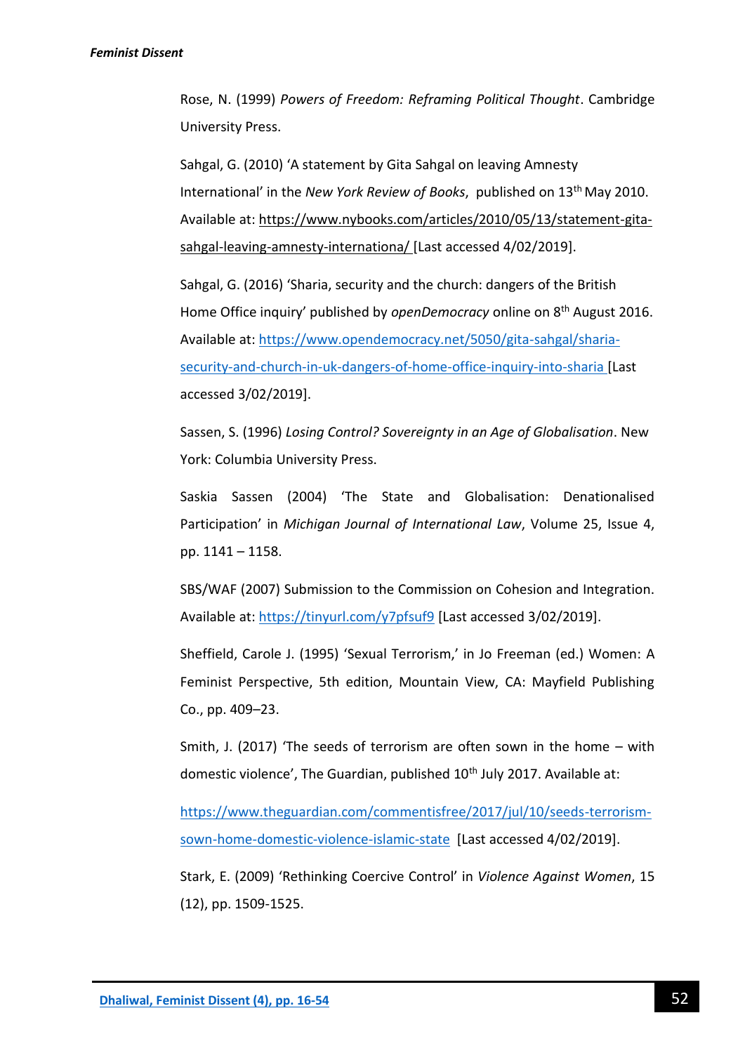Rose, N. (1999) *Powers of Freedom: Reframing Political Thought*. Cambridge University Press.

Sahgal, G. (2010) 'A statement by Gita Sahgal on leaving Amnesty International' in the *New York Review of Books*, published on 13th May 2010. Available at: https://www.nybooks.com/articles/2010/05/13/statement-gita-sahgal-leaving-amnesty-internationa/ [Last accessed 4/02/2019].

Sahgal, G. (2016) 'Sharia, security and the church: dangers of the British Home Office inquiry' published by *openDemocracy* online on 8th August 2016. Available at: https://www.opendemocracy.net/5050/gita-sahgal/sharia-security-and-church-in-uk-dangers-of-home-office-inquiry-into-sharia [Last accessed 3/02/2019].

Sassen, S. (1996) *Losing Control? Sovereignty in an Age of Globalisation*. New York: Columbia University Press.

Saskia Sassen (2004) 'The State and Globalisation: Denationalised Participation' in *Michigan Journal of International Law*, Volume 25, Issue 4, pp. 1141 – 1158.

SBS/WAF (2007) Submission to the Commission on Cohesion and Integration. Available at: https://tinyurl.com/y7pfsuf9 [Last accessed 3/02/2019].

Sheffield, Carole J. (1995) 'Sexual Terrorism,' in Jo Freeman (ed.) Women: A Feminist Perspective, 5th edition, Mountain View, CA: Mayfield Publishing Co., pp. 409–23.

Smith, J. (2017) 'The seeds of terrorism are often sown in the home – with domestic violence', The Guardian, published 10th July 2017. Available at:

https://www.theguardian.com/commentisfree/2017/jul/10/seeds-terrorism-sown-home-domestic-violence-islamic-state [Last accessed 4/02/2019].

Stark, E. (2009) 'Rethinking Coercive Control' in *Violence Against Women*, 15 (12), pp. 1509-1525.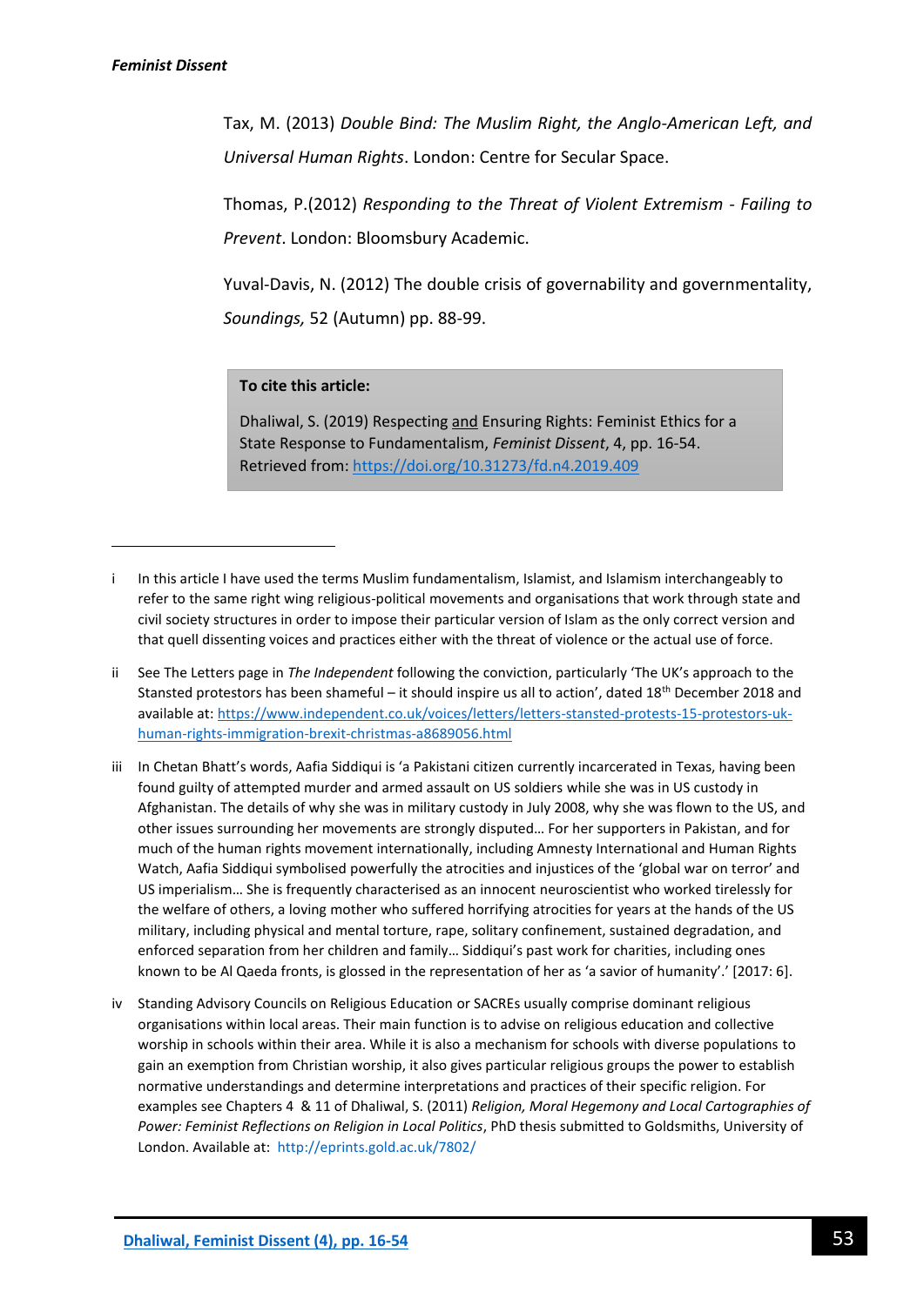Tax, M. (2013) *Double Bind: The Muslim Right, the Anglo-American Left, and Universal Human Rights*. London: Centre for Secular Space.

Thomas, P.(2012) *Responding to the Threat of Violent Extremism - Failing to Prevent*. London: Bloomsbury Academic.

Yuval-Davis, N. (2012) The double crisis of governability and governmentality, *Soundings,* 52 (Autumn) pp. 88-99.

**To cite this article:**

Dhaliwal, S. (2019) Respecting and Ensuring Rights: Feminist Ethics for a State Response to Fundamentalism, *Feminist Dissent*, 4, pp. 16-54. Retrieved from: https://doi.org/10.31273/fd.n4.2019.409

---

i In this article I have used the terms Muslim fundamentalism, Islamist, and Islamism interchangeably to refer to the same right wing religious-political movements and organisations that work through state and civil society structures in order to impose their particular version of Islam as the only correct version and that quell dissenting voices and practices either with the threat of violence or the actual use of force.

ii See The Letters page in *The Independent* following the conviction, particularly 'The UK's approach to the Stansted protestors has been shameful – it should inspire us all to action', dated 18th December 2018 and available at: https://www.independent.co.uk/voices/letters/letters-stansted-protests-15-protestors-uk-human-rights-immigration-brexit-christmas-a8689056.html

iii In Chetan Bhatt's words, Aafia Siddiqui is 'a Pakistani citizen currently incarcerated in Texas, having been found guilty of attempted murder and armed assault on US soldiers while she was in US custody in Afghanistan. The details of why she was in military custody in July 2008, why she was flown to the US, and other issues surrounding her movements are strongly disputed… For her supporters in Pakistan, and for much of the human rights movement internationally, including Amnesty International and Human Rights Watch, Aafia Siddiqui symbolised powerfully the atrocities and injustices of the 'global war on terror' and US imperialism… She is frequently characterised as an innocent neuroscientist who worked tirelessly for the welfare of others, a loving mother who suffered horrifying atrocities for years at the hands of the US military, including physical and mental torture, rape, solitary confinement, sustained degradation, and enforced separation from her children and family… Siddiqui's past work for charities, including ones known to be Al Qaeda fronts, is glossed in the representation of her as 'a savior of humanity'.' [2017: 6].

iv Standing Advisory Councils on Religious Education or SACREs usually comprise dominant religious organisations within local areas. Their main function is to advise on religious education and collective worship in schools within their area. While it is also a mechanism for schools with diverse populations to gain an exemption from Christian worship, it also gives particular religious groups the power to establish normative understandings and determine interpretations and practices of their specific religion. For examples see Chapters 4 & 11 of Dhaliwal, S. (2011) *Religion, Moral Hegemony and Local Cartographies of Power: Feminist Reflections on Religion in Local Politics*, PhD thesis submitted to Goldsmiths, University of London. Available at: http://eprints.gold.ac.uk/7802/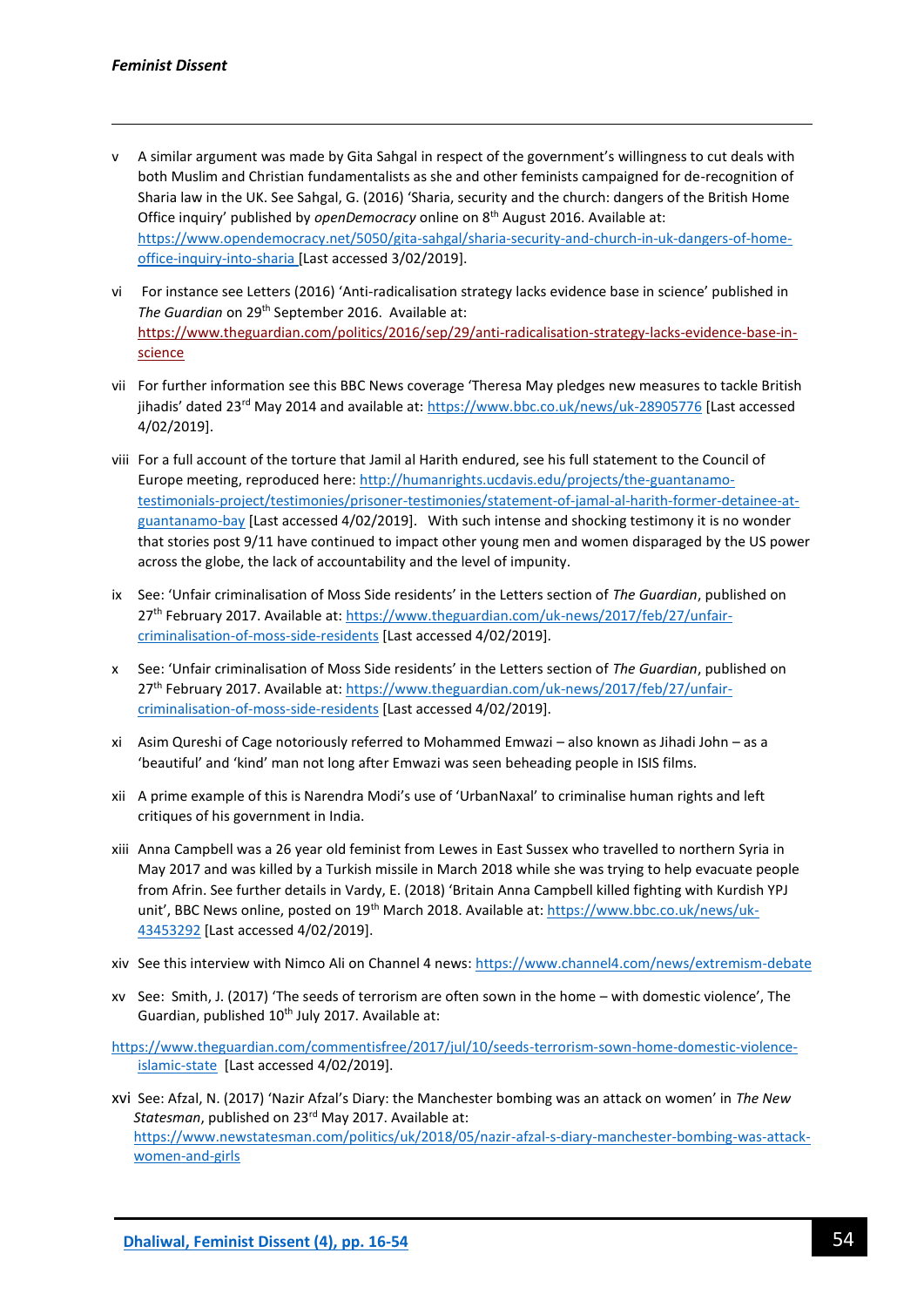v A similar argument was made by Gita Sahgal in respect of the government's willingness to cut deals with both Muslim and Christian fundamentalists as she and other feminists campaigned for de-recognition of Sharia law in the UK. See Sahgal, G. (2016) 'Sharia, security and the church: dangers of the British Home Office inquiry' published by *openDemocracy* online on 8th August 2016. Available at: https://www.opendemocracy.net/5050/gita-sahgal/sharia-security-and-church-in-uk-dangers-of-home-office-inquiry-into-sharia [Last accessed 3/02/2019].

vi For instance see Letters (2016) 'Anti-radicalisation strategy lacks evidence base in science' published in *The Guardian* on 29th September 2016. Available at: https://www.theguardian.com/politics/2016/sep/29/anti-radicalisation-strategy-lacks-evidence-base-in-science

vii For further information see this BBC News coverage 'Theresa May pledges new measures to tackle British jihadis' dated 23rd May 2014 and available at: https://www.bbc.co.uk/news/uk-28905776 [Last accessed 4/02/2019].

viii For a full account of the torture that Jamil al Harith endured, see his full statement to the Council of Europe meeting, reproduced here: http://humanrights.ucdavis.edu/projects/the-guantanamo-testimonials-project/testimonies/prisoner-testimonies/statement-of-jamal-al-harith-former-detainee-at-guantanamo-bay [Last accessed 4/02/2019]. With such intense and shocking testimony it is no wonder that stories post 9/11 have continued to impact other young men and women disparaged by the US power across the globe, the lack of accountability and the level of impunity.

ix See: 'Unfair criminalisation of Moss Side residents' in the Letters section of *The Guardian*, published on 27th February 2017. Available at: https://www.theguardian.com/uk-news/2017/feb/27/unfair-criminalisation-of-moss-side-residents [Last accessed 4/02/2019].

x See: 'Unfair criminalisation of Moss Side residents' in the Letters section of *The Guardian*, published on 27th February 2017. Available at: https://www.theguardian.com/uk-news/2017/feb/27/unfair-criminalisation-of-moss-side-residents [Last accessed 4/02/2019].

xi Asim Qureshi of Cage notoriously referred to Mohammed Emwazi – also known as Jihadi John – as a 'beautiful' and 'kind' man not long after Emwazi was seen beheading people in ISIS films.

xii A prime example of this is Narendra Modi's use of 'UrbanNaxal' to criminalise human rights and left critiques of his government in India.

xiii Anna Campbell was a 26 year old feminist from Lewes in East Sussex who travelled to northern Syria in May 2017 and was killed by a Turkish missile in March 2018 while she was trying to help evacuate people from Afrin. See further details in Vardy, E. (2018) 'Britain Anna Campbell killed fighting with Kurdish YPJ unit', BBC News online, posted on 19th March 2018. Available at: https://www.bbc.co.uk/news/uk-43453292 [Last accessed 4/02/2019].

xiv See this interview with Nimco Ali on Channel 4 news: https://www.channel4.com/news/extremism-debate

xv See: Smith, J. (2017) 'The seeds of terrorism are often sown in the home – with domestic violence', The Guardian, published 10th July 2017. Available at: https://www.theguardian.com/commentisfree/2017/jul/10/seeds-terrorism-sown-home-domestic-violence-islamic-state [Last accessed 4/02/2019].

xvi See: Afzal, N. (2017) 'Nazir Afzal's Diary: the Manchester bombing was an attack on women' in *The New Statesman*, published on 23rd May 2017. Available at: https://www.newstatesman.com/politics/uk/2018/05/nazir-afzal-s-diary-manchester-bombing-was-attack-women-and-girls